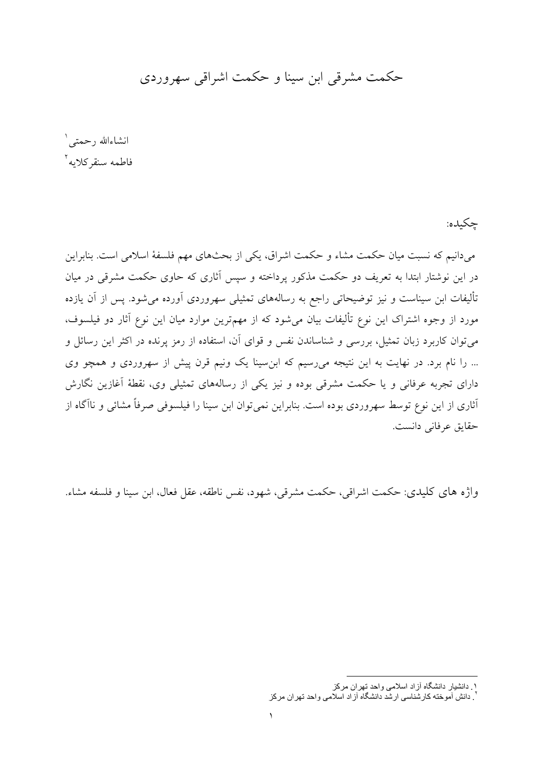# حکمت مشرقی ابن سینا و حکمت اشراقی سهروردی

انشاءالله رحمتی[1]

فاطمه سنقرکلایه[2]

چکیده:

می‌دانیم که نسبت میان حکمت مشاء و حکمت اشراق، یکی از بحث‌های مهم فلسفهٔ اسلامی است. بنابراین در این نوشتار ابتدا به تعریف دو حکمت مذکور پرداخته و سپس آثاری که حاوی حکمت مشرقی در میان تألیفات ابن سیناست و نیز توضیحاتی راجع به رساله‌های تمثیلی سهروردی آورده می‌شود. پس از آن یازده مورد از وجوه اشتراک این نوع تألیفات بیان می‌شود که از مهم‌ترین موارد میان این نوع آثار دو فیلسوف، می‌توان کاربرد زبان تمثیل، بررسی و شناساندن نفس و قوای آن، استفاده از رمز پرنده در اکثر این رسائل و ... را نام برد. در نهایت به این نتیجه می‌رسیم که ابن‌سینا یک ونیم قرن پیش از سهروردی و همچو وی دارای تجربه عرفانی و یا حکمت مشرقی بوده و نیز یکی از رساله‌های تمثیلی وی، نقطهٔ آغازین نگارش آثاری از این نوع توسط سهروردی بوده است. بنابراین نمی‌توان ابن سینا را فیلسوفی صرفاً مشائی و ناآگاه از حقایق عرفانی دانست.

واژه های کلیدی: حکمت اشراقی، حکمت مشرقی، شهود، نفس ناطقه، عقل فعال، ابن سینا و فلسفه مشاء.

---

[1]. دانشیار دانشگاه آزاد اسلامی واحد تهران مرکز

[2]. دانش آموخته کارشناسی ارشد دانشگاه آزاد اسلامی واحد تهران مرکز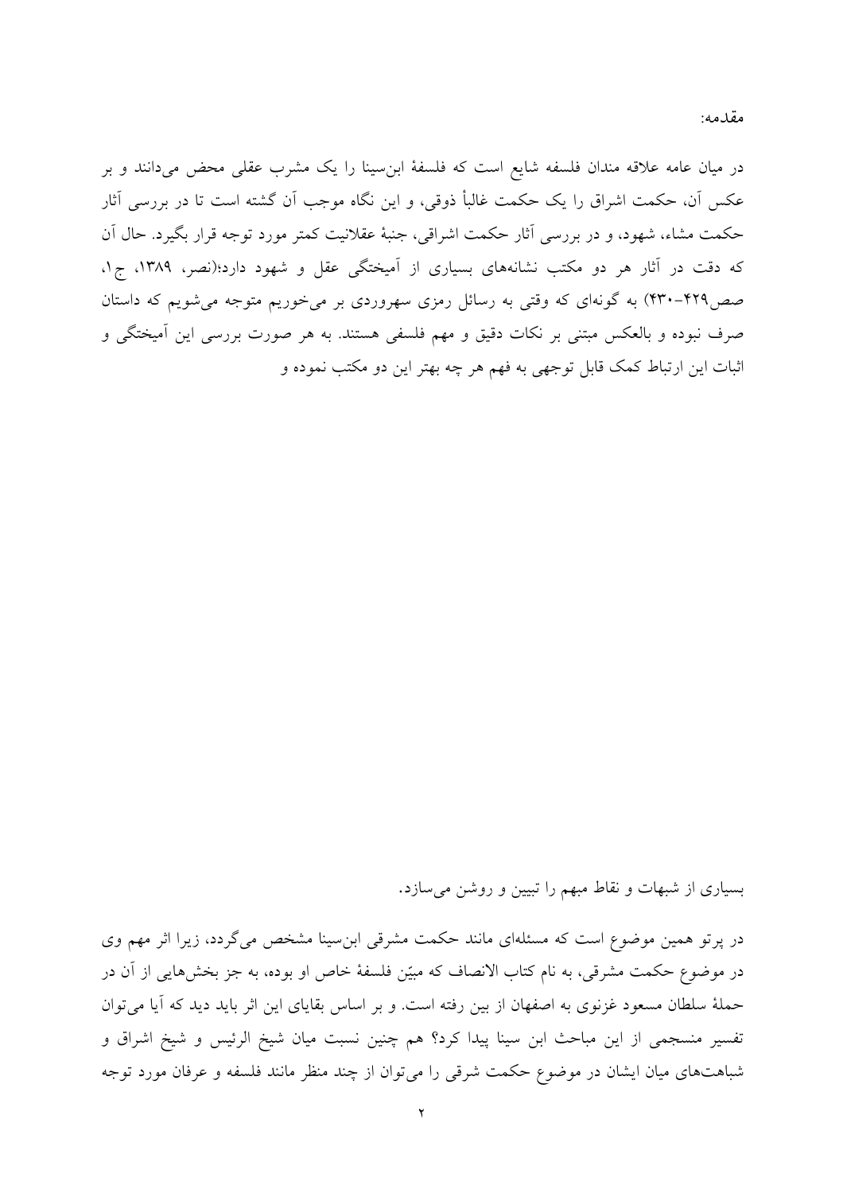مقدمه:

در میان عامه علاقه مندان فلسفه شایع است که فلسفۀ ابن‌سینا را یک مشرب عقلی محض می‌دانند و بر عکس آن، حکمت اشراق را یک حکمت غالباً ذوقی، و این نگاه موجب آن گشته است تا در بررسی آثار حکمت مشاء، شهود، و در بررسی آثار حکمت اشراقی، جنبۀ عقلانیت کمتر مورد توجه قرار بگیرد. حال آن که دقت در آثار هر دو مکتب نشانه‌های بسیاری از آمیختگی عقل و شهود دارد؛(نصر، ۱۳۸۹، ج۱، صص۴۲۹-۴۳۰) به گونه‌ای که وقتی به رسائل رمزی سهروردی بر می‌خوریم متوجه می‌شویم که داستان صرف نبوده و بالعکس مبتنی بر نکات دقیق و مهم فلسفی هستند. به هر صورت بررسی این آمیختگی و اثبات این ارتباط کمک قابل توجهی به فهم هر چه بهتر این دو مکتب نموده و

بسیاری از شبهات و نقاط مبهم را تبیین و روشن می‌سازد.

در پرتو همین موضوع است که مسئله‌ای مانند حکمت مشرقی ابن‌سینا مشخص می‌گردد، زیرا اثر مهم وی در موضوع حکمت مشرقی، به نام کتاب الانصاف که مبیّن فلسفۀ خاص او بوده، به جز بخش‌هایی از آن در حملۀ سلطان مسعود غزنوی به اصفهان از بین رفته است. و بر اساس بقایای این اثر باید دید که آیا می‌توان تفسیر منسجمی از این مباحث ابن سینا پیدا کرد؟ هم چنین نسبت میان شیخ الرئیس و شیخ اشراق و شباهت‌های میان ایشان در موضوع حکمت شرقی را می‌توان از چند منظر مانند فلسفه و عرفان مورد توجه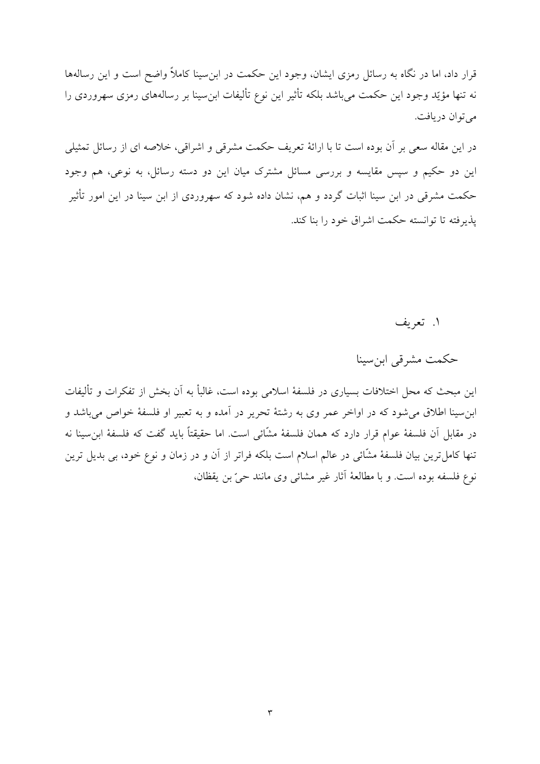قرار داد، اما در نگاه به رسائل رمزی ایشان، وجود این حکمت در ابن‌سینا کاملاً واضح است و این رساله‌ها نه تنها مؤیّد وجود این حکمت می‌باشد بلکه تأثیر این نوع تألیفات ابن‌سینا بر رساله‌های رمزی سهروردی را می‌توان دریافت.

در این مقاله سعی بر آن بوده است تا با ارائهٔ تعریف حکمت مشرقی و اشراقی، خلاصه ای از رسائل تمثیلی این دو حکیم و سپس مقایسه و بررسی مسائل مشترک میان این دو دسته رسائل، به نوعی، هم وجود حکمت مشرقی در ابن سینا اثبات گردد و هم، نشان داده شود که سهروردی از ابن سینا در این امور تأثیر پذیرفته تا توانسته حکمت اشراق خود را بنا کند.

## ۱. تعریف

### حکمت مشرقی ابن‌سینا

این مبحث که محل اختلافات بسیاری در فلسفهٔ اسلامی بوده است، غالباً به آن بخش از تفکرات و تألیفات ابن‌سینا اطلاق می‌شود که در اواخر عمر وی به رشتهٔ تحریر در آمده و به تعبیر او فلسفهٔ خواص می‌باشد و در مقابل آن فلسفهٔ عوام قرار دارد که همان فلسفهٔ مشّائی است. اما حقیقتاً باید گفت که فلسفهٔ ابن‌سینا نه تنها کامل‌ترین بیان فلسفهٔ مشّائی در عالم اسلام است بلکه فراتر از آن و در زمان و نوع خود، بی بدیل ترین نوع فلسفه بوده است. و با مطالعهٔ آثار غیر مشائی وی مانند حیّ بن یقظان،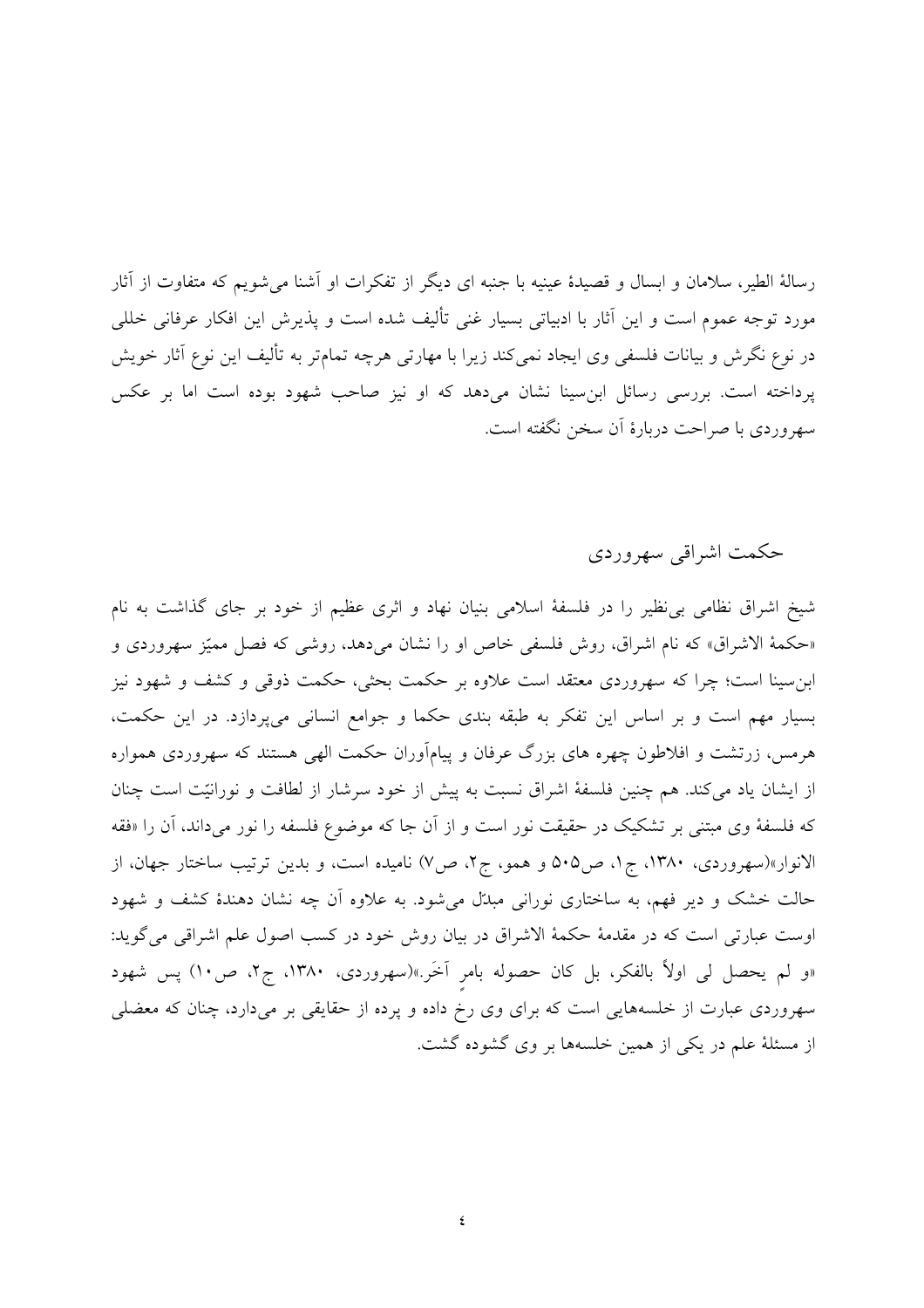رسالهٔ الطیر، سلامان و ابسال و قصیدهٔ عینیه با جنبه ای دیگر از تفکرات او آشنا می‌شویم که متفاوت از آثار مورد توجه عموم است و این آثار با ادبیاتی بسیار غنی تألیف شده است و پذیرش این افکار عرفانی خللی در نوع نگرش و بیانات فلسفی وی ایجاد نمی‌کند زیرا با مهارتی هرچه تمام‌تر به تألیف این نوع آثار خویش پرداخته است. بررسی رسائل ابن‌سینا نشان می‌دهد که او نیز صاحب شهود بوده است اما بر عکس سهروردی با صراحت دربارهٔ آن سخن نگفته است.

## حکمت اشراقی سهروردی

شیخ اشراق نظامی بی‌نظیر را در فلسفهٔ اسلامی بنیان نهاد و اثری عظیم از خود بر جای گذاشت به نام «حکمة الاشراق» که نام اشراق، روش فلسفی خاص او را نشان می‌دهد، روشی که فصل ممیّز سهروردی و ابن‌سینا است؛ چرا که سهروردی معتقد است علاوه بر حکمت بحثی، حکمت ذوقی و کشف و شهود نیز بسیار مهم است و بر اساس این تفکر به طبقه بندی حکما و جوامع انسانی می‌پردازد. در این حکمت، هرمس، زرتشت و افلاطون چهره های بزرگ عرفان و پیام‌آوران حکمت الهی هستند که سهروردی همواره از ایشان یاد می‌کند. هم چنین فلسفهٔ اشراق نسبت به پیش از خود سرشار از لطافت و نورانیّت است چنان که فلسفهٔ وی مبتنی بر تشکیک در حقیقت نور است و از آن جا که موضوع فلسفه را نور می‌داند، آن را «فقه الانوار»(سهروردی، ۱۳۸۰، ج۱، ص۵۰۵ و همو، ج۲، ص۷) نامیده است، و بدین ترتیب ساختار جهان، از حالت خشک و دیر فهم، به ساختاری نورانی مبدّل می‌شود. به علاوه آن چه نشان دهندهٔ کشف و شهود اوست عبارتی است که در مقدمهٔ حکمة الاشراق در بیان روش خود در کسب اصول علم اشراقی می‌گوید: «و لم یحصل لی اولاً بالفکر، بل کان حصوله بامرٍ آخَر.»(سهروردی، ۱۳۸۰، ج۲، ص۱۰) پس شهود سهروردی عبارت از خلسه‌هایی است که برای وی رخ داده و پرده از حقایقی بر می‌دارد، چنان که معضلی از مسئلهٔ علم در یکی از همین خلسه‌ها بر وی گشوده گشت.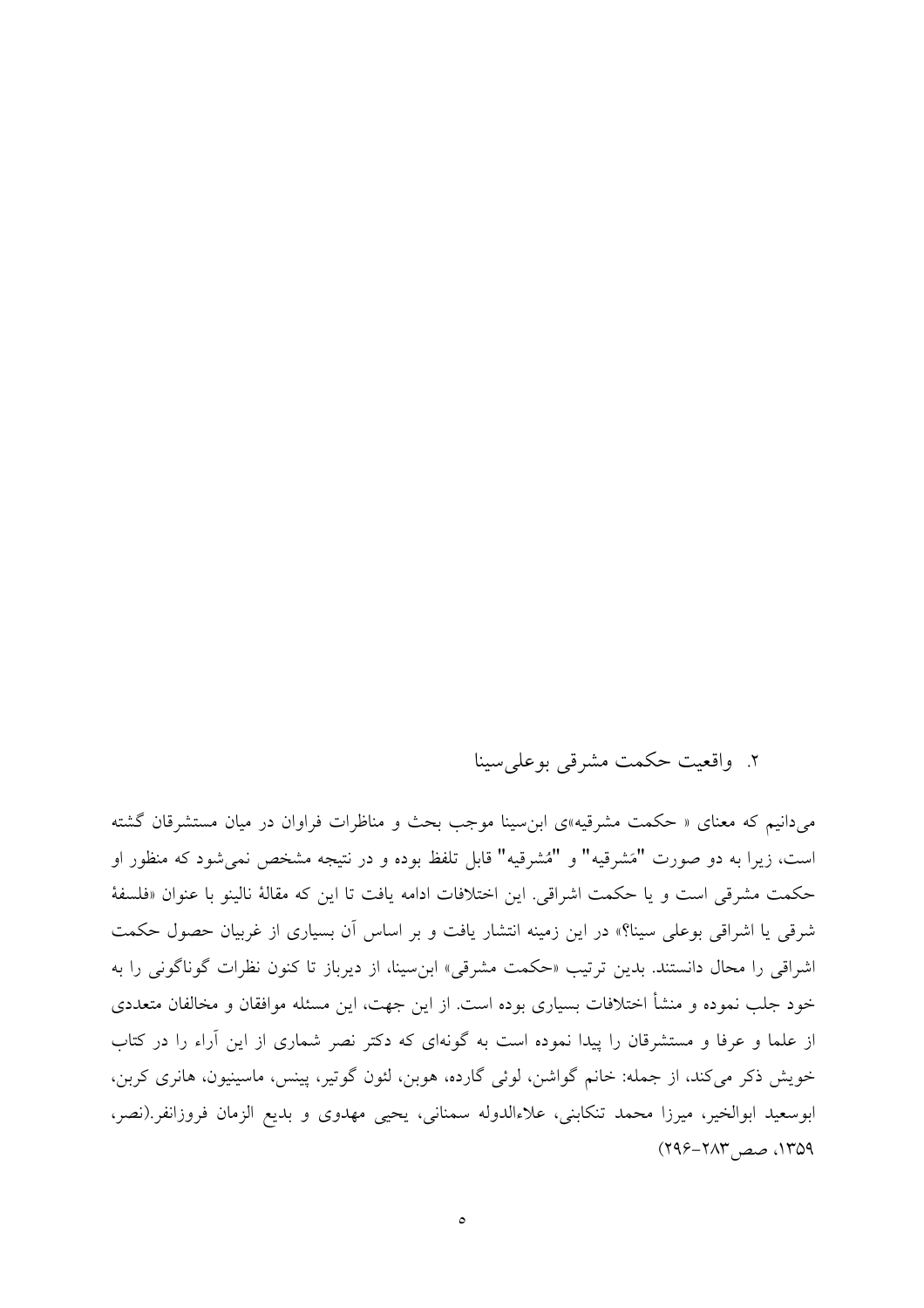## ۲. واقعیت حکمت مشرقی بوعلی‌سینا

می‌دانیم که معنای « حکمت مشرقیه»ی ابن‌سینا موجب بحث و مناظرات فراوان در میان مستشرقان گشته است، زیرا به دو صورت "مَشرقیه" و "مُشرقیه" قابل تلفظ بوده و در نتیجه مشخص نمی‌شود که منظور او حکمت مشرقی است و یا حکمت اشراقی. این اختلافات ادامه یافت تا این که مقالهٔ نالینو با عنوان «فلسفهٔ شرقی یا اشراقی بوعلی سینا؟» در این زمینه انتشار یافت و بر اساس آن بسیاری از غربیان حصول حکمت اشراقی را محال دانستند. بدین ترتیب «حکمت مشرقی» ابن‌سینا، از دیرباز تا کنون نظرات گوناگونی را به خود جلب نموده و منشأ اختلافات بسیاری بوده است. از این جهت، این مسئله موافقان و مخالفان متعددی از علما و عرفا و مستشرقان را پیدا نموده است به گونه‌ای که دکتر نصر شماری از این آراء را در کتاب خویش ذکر می‌کند، از جمله: خانم گواشن، لوئی گارده، هوبن، لئون گوتیر، پینس، ماسینیون، هانری کربن، ابوسعید ابوالخیر، میرزا محمد تنکابنی، علاءالدوله سمنانی، یحیی مهدوی و بدیع الزمان فروزانفر.(نصر، ۱۳۵۹، صص ۲۸۳-۲۹۶)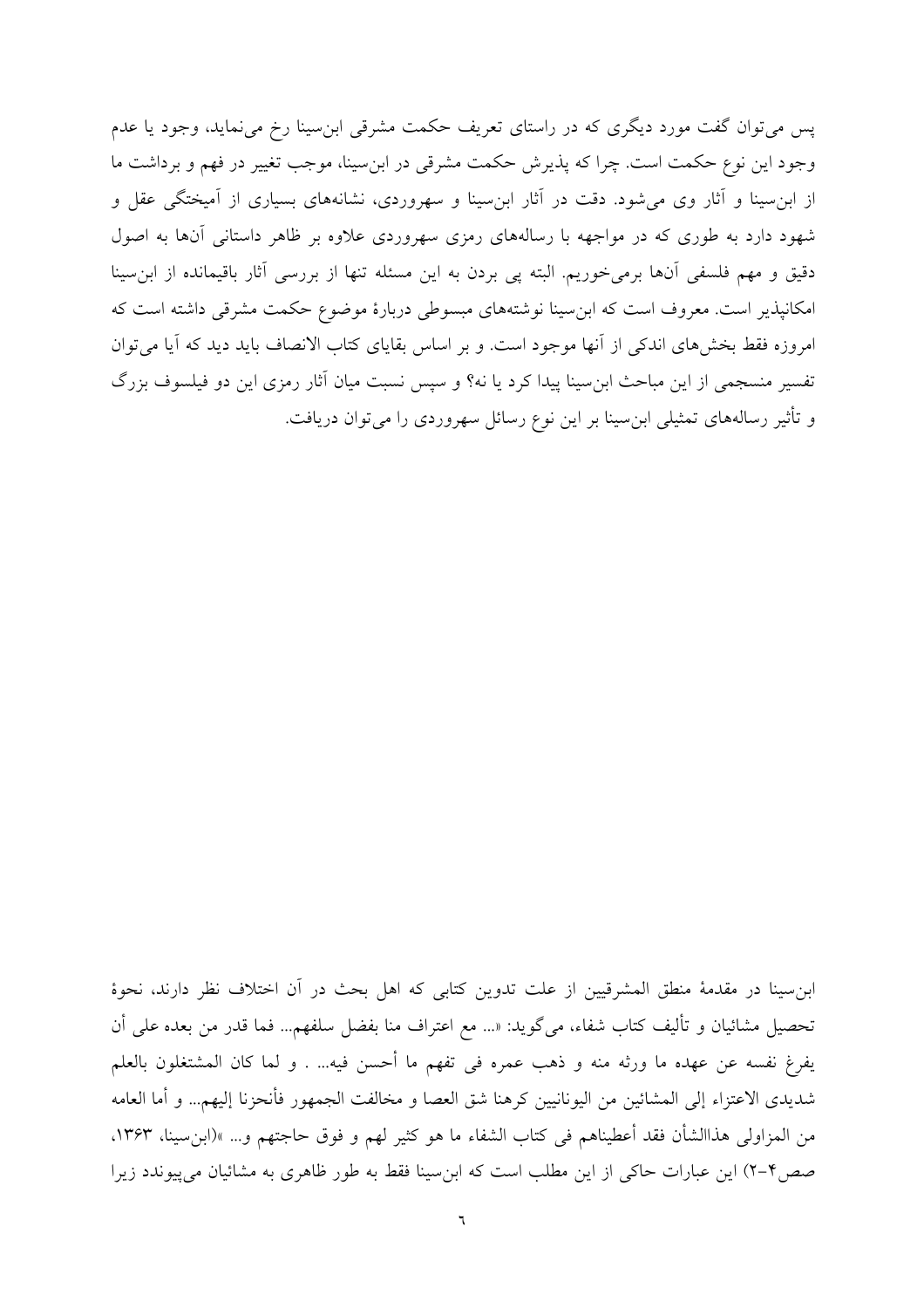پس می‌توان گفت مورد دیگری که در راستای تعریف حکمت مشرقی ابن‌سینا رخ می‌نماید، وجود یا عدم وجود این نوع حکمت است. چرا که پذیرش حکمت مشرقی در ابن‌سینا، موجب تغییر در فهم و برداشت ما از ابن‌سینا و آثار وی می‌شود. دقت در آثار ابن‌سینا و سهروردی، نشانه‌های بسیاری از آمیختگی عقل و شهود دارد به طوری که در مواجهه با رساله‌های رمزی سهروردی علاوه بر ظاهر داستانی آن‌ها به اصول دقیق و مهم فلسفی آن‌ها برمی‌خوریم. البته پی بردن به این مسئله تنها از بررسی آثار باقیمانده از ابن‌سینا امکانپذیر است. معروف است که ابن‌سینا نوشته‌های مبسوطی دربارهٔ موضوع حکمت مشرقی داشته است که امروزه فقط بخش‌های اندکی از آنها موجود است. و بر اساس بقایای کتاب الانصاف باید دید که آیا می‌توان تفسیر منسجمی از این مباحث ابن‌سینا پیدا کرد یا نه؟ و سپس نسبت میان آثار رمزی این دو فیلسوف بزرگ و تأثیر رساله‌های تمثیلی ابن‌سینا بر این نوع رسائل سهروردی را می‌توان دریافت.

ابن‌سینا در مقدمهٔ منطق المشرقیین از علت تدوین کتابی که اهل بحث در آن اختلاف نظر دارند، نحوهٔ تحصیل مشائیان و تألیف کتاب شفاء، می‌گوید: «... مع اعتراف منا بفضل سلفهم... فما قدر من بعده علی أن یفرغ نفسه عن عهده ما ورثه منه و ذهب عمره فی تفهم ما أحسن فیه... . و لما کان المشتغلون بالعلم شدیدی الاعتزاء إلی المشائین من الیونانیین کرهنا شق العصا و مخالفت الجمهور فأنحزنا إلیهم... و أما العامه من المزاولی هذاالشأن فقد أعطیناهم فی کتاب الشفاء ما هو کثیر لهم و فوق حاجتهم و... »(ابن‌سینا، ۱۳۶۳، صص۴-۲) این عبارات حاکی از این مطلب است که ابن‌سینا فقط به طور ظاهری به مشائیان می‌پیوندد زیرا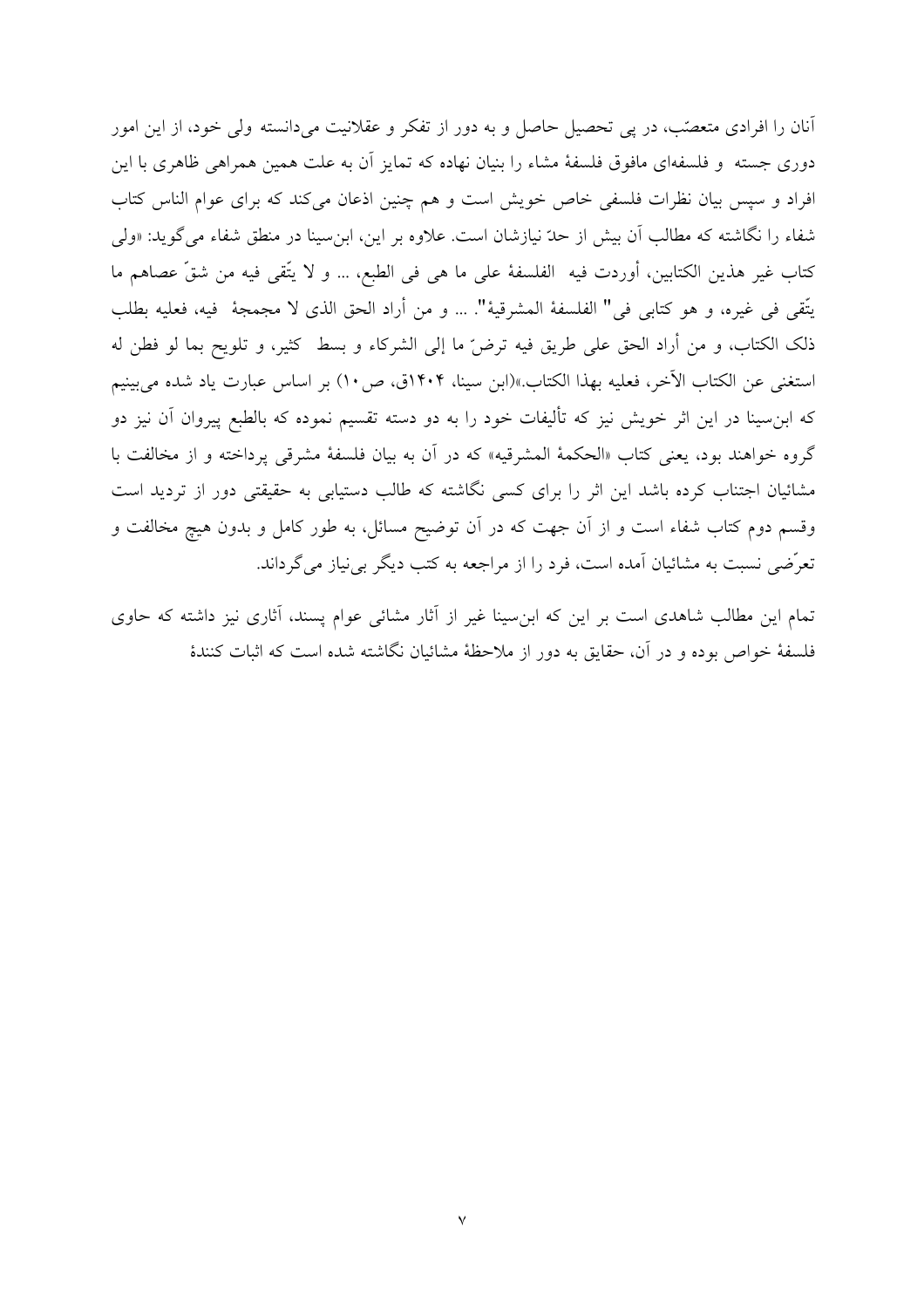آنان را افرادی متعصّب، در پی تحصیل حاصل و به دور از تفکر و عقلانیت می‌دانسته ولی خود، از این امور دوری جسته و فلسفه‌ای مافوق فلسفهٔ مشاء را بنیان نهاده که تمایز آن به علت همین همراهی ظاهری با این افراد و سپس بیان نظرات فلسفی خاص خویش است و هم چنین اذعان می‌کند که برای عوام الناس کتاب شفاء را نگاشته که مطالب آن بیش از حدّ نیازشان است. علاوه بر این، ابن‌سینا در منطق شفاء می‌گوید: «ولی کتاب غیر هذین الکتابین، أوردت فیه الفلسفهٔ علی ما هی فی الطبع، ... و لا یتّقی فیه من شقّ عصاهم ما یتّقی فی غیره، و هو کتابی فی" الفلسفهٔ المشرقیهٔ". ... و من أراد الحق الذی لا مجمجهٔ فیه، فعلیه بطلب ذلک الکتاب، و من أراد الحق علی طریق فیه ترضّ ما إلی الشرکاء و بسط کثیر، و تلویح بما لو فطن له استغنی عن الکتاب الآخر، فعلیه بهذا الکتاب.»(ابن سینا، ۱۴۰۴ق، ص۱۰) بر اساس عبارت یاد شده می‌بینیم که ابن‌سینا در این اثر خویش نیز که تألیفات خود را به دو دسته تقسیم نموده که بالطبع پیروان آن نیز دو گروه خواهند بود، یعنی کتاب «الحکمهٔ المشرقیه» که در آن به بیان فلسفهٔ مشرقی پرداخته و از مخالفت با مشائیان اجتناب کرده باشد این اثر را برای کسی نگاشته که طالب دستیابی به حقیقتی دور از تردید است وقسم دوم کتاب شفاء است و از آن جهت که در آن توضیح مسائل، به طور کامل و بدون هیچ مخالفت و تعرّضی نسبت به مشائیان آمده است، فرد را از مراجعه به کتب دیگر بی‌نیاز می‌گرداند.

تمام این مطالب شاهدی است بر این که ابن‌سینا غیر از آثار مشائی عوام پسند، آثاری نیز داشته که حاوی فلسفهٔ خواص بوده و در آن، حقایق به دور از ملاحظهٔ مشائیان نگاشته شده است که اثبات کنندهٔ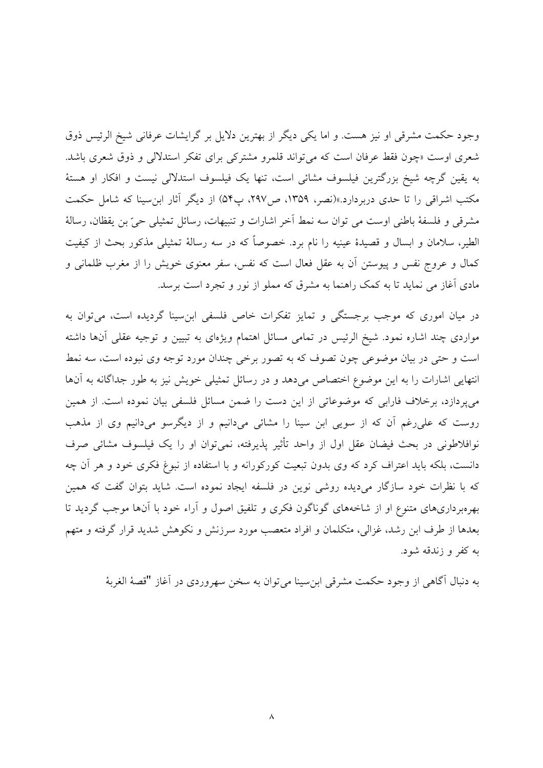وجود حکمت مشرقی او نیز هست. و اما یکی دیگر از بهترین دلایل بر گرایشات عرفانی شیخ الرئیس ذوق شعری اوست «چون فقط عرفان است که می‌تواند قلمرو مشترکی برای تفکر استدلالی و ذوق شعری باشد. به یقین گرچه شیخ بزرگترین فیلسوف مشائی است، تنها یک فیلسوف استدلالی نیست و افکار او هستهٔ مکتب اشراقی را تا حدی دربردارد.»(نصر، ۱۳۵۹، ص۲۹۷، پ۵۴) از دیگر آثار ابن‌سینا که شامل حکمت مشرقی و فلسفهٔ باطنی اوست می توان سه نمط آخر اشارات و تنبیهات، رسائل تمثیلی حیّ بن یقظان، رسالهٔ الطیر، سلامان و ابسال و قصیدهٔ عینیه را نام برد. خصوصاً که در سه رسالهٔ تمثیلی مذکور بحث از کیفیت کمال و عروج نفس و پیوستن آن به عقل فعال است که نفس، سفر معنوی خویش را از مغرب ظلمانی و مادی آغاز می نماید تا به کمک راهنما به مشرق که مملو از نور و تجرد است برسد.

در میان اموری که موجب برجستگی و تمایز تفکرات خاص فلسفی ابن‌سینا گردیده است، می‌توان به مواردی چند اشاره نمود. شیخ الرئیس در تمامی مسائل اهتمام ویژه‌ای به تبیین و توجیه عقلی آنها داشته است و حتی در بیان موضوعی چون تصوف که به تصور برخی چندان مورد توجه وی نبوده است، سه نمط انتهایی اشارات را به این موضوع اختصاص می‌دهد و در رسائل تمثیلی خویش نیز به طور جداگانه به آنها می‌پردازد، برخلاف فارابی که موضوعاتی از این دست را ضمن مسائل فلسفی بیان نموده است. از همین روست که علی‌رغم آن که از سویی ابن سینا را مشائی می‌دانیم و از دیگرسو می‌دانیم وی از مذهب نوافلاطونی در بحث فیضان عقل اول از واحد تأثیر پذیرفته، نمی‌توان او را یک فیلسوف مشائی صرف دانست، بلکه باید اعتراف کرد که وی بدون تبعیت کورکورانه و با استفاده از نبوغ فکری خود و هر آن چه که با نظرات خود سازگار می‌دیده روشی نوین در فلسفه ایجاد نموده است. شاید بتوان گفت که همین بهره‌برداری‌های متنوع او از شاخه‌های گوناگون فکری و تلفیق اصول و آراء خود با آنها موجب گردید تا بعدها از طرف ابن رشد، غزالی، متکلمان و افراد متعصب مورد سرزنش و نکوهش شدید قرار گرفته و متهم به کفر و زندقه شود.

به دنبال آگاهی از وجود حکمت مشرقی ابن‌سینا می‌توان به سخن سهروردی در آغاز "قصهٔ الغربهٔ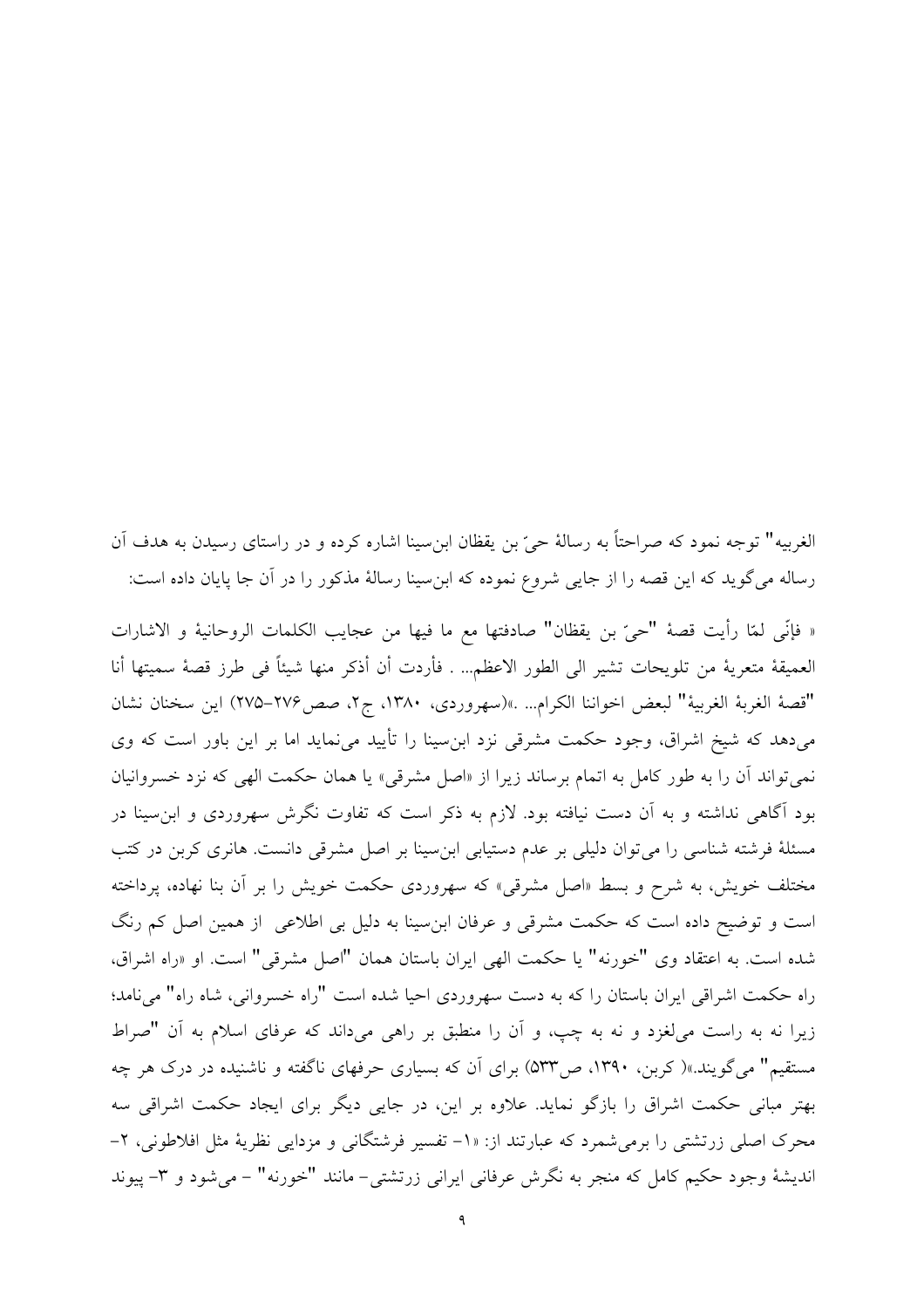الغربیه" توجه نمود که صراحتاً به رسالهٔ حیّ بن یقظان ابن‌سینا اشاره کرده و در راستای رسیدن به هدف آن رساله می‌گوید که این قصه را از جایی شروع نموده که ابن‌سینا رسالهٔ مذکور را در آن جا پایان داده است:

« فإنّی لمّا رأیت قصهٔ "حیّ بن یقظان" صادفتها مع ما فیها من عجایب الکلمات الروحانیهٔ و الاشارات العمیقهٔ متعریهٔ من تلویحات تشیر الی الطور الاعظم... . فأردت أن أذکر منها شیئاً فی طرز قصهٔ سمیتها أنا "قصهٔ الغربهٔ الغربیهٔ" لبعض اخواننا الکرام... .»(سهروردی، ۱۳۸۰، ج۲، صص۲۷۶-۲۷۵) این سخنان نشان می‌دهد که شیخ اشراق، وجود حکمت مشرقی نزد ابن‌سینا را تأیید می‌نماید اما بر این باور است که وی نمی‌تواند آن را به طور کامل به اتمام برساند زیرا از «اصل مشرقی» یا همان حکمت الهی که نزد خسروانیان بود آگاهی نداشته و به آن دست نیافته بود. لازم به ذکر است که تفاوت نگرش سهروردی و ابن‌سینا در مسئلهٔ فرشته شناسی را می‌توان دلیلی بر عدم دستیابی ابن‌سینا بر اصل مشرقی دانست. هانری کربن در کتب مختلف خویش، به شرح و بسط «اصل مشرقی» که سهروردی حکمت خویش را بر آن بنا نهاده، پرداخته است و توضیح داده است که حکمت مشرقی و عرفان ابن‌سینا به دلیل بی اطلاعی از همین اصل کم رنگ شده است. به اعتقاد وی "خورنه" یا حکمت الهی ایران باستان همان "اصل مشرقی" است. او «راه اشراق، راه حکمت اشراقی ایران باستان را که به دست سهروردی احیا شده است "راه خسروانی، شاه راه" می‌نامد؛ زیرا نه به راست می‌لغزد و نه به چپ، و آن را منطبق بر راهی می‌داند که عرفای اسلام به آن "صراط مستقیم" می‌گویند.»( کربن، ۱۳۹۰، ص۵۳۳) برای آن که بسیاری حرفهای ناگفته و ناشنیده در درک هر چه بهتر مبانی حکمت اشراق را بازگو نماید. علاوه بر این، در جایی دیگر برای ایجاد حکمت اشراقی سه محرک اصلی زرتشتی را برمی‌شمرد که عبارتند از: «۱- تفسیر فرشتگانی و مزدایی نظریهٔ مثل افلاطونی، ۲- اندیشهٔ وجود حکیم کامل که منجر به نگرش عرفانی ایرانی زرتشتی- مانند "خورنه" - می‌شود و ۳- پیوند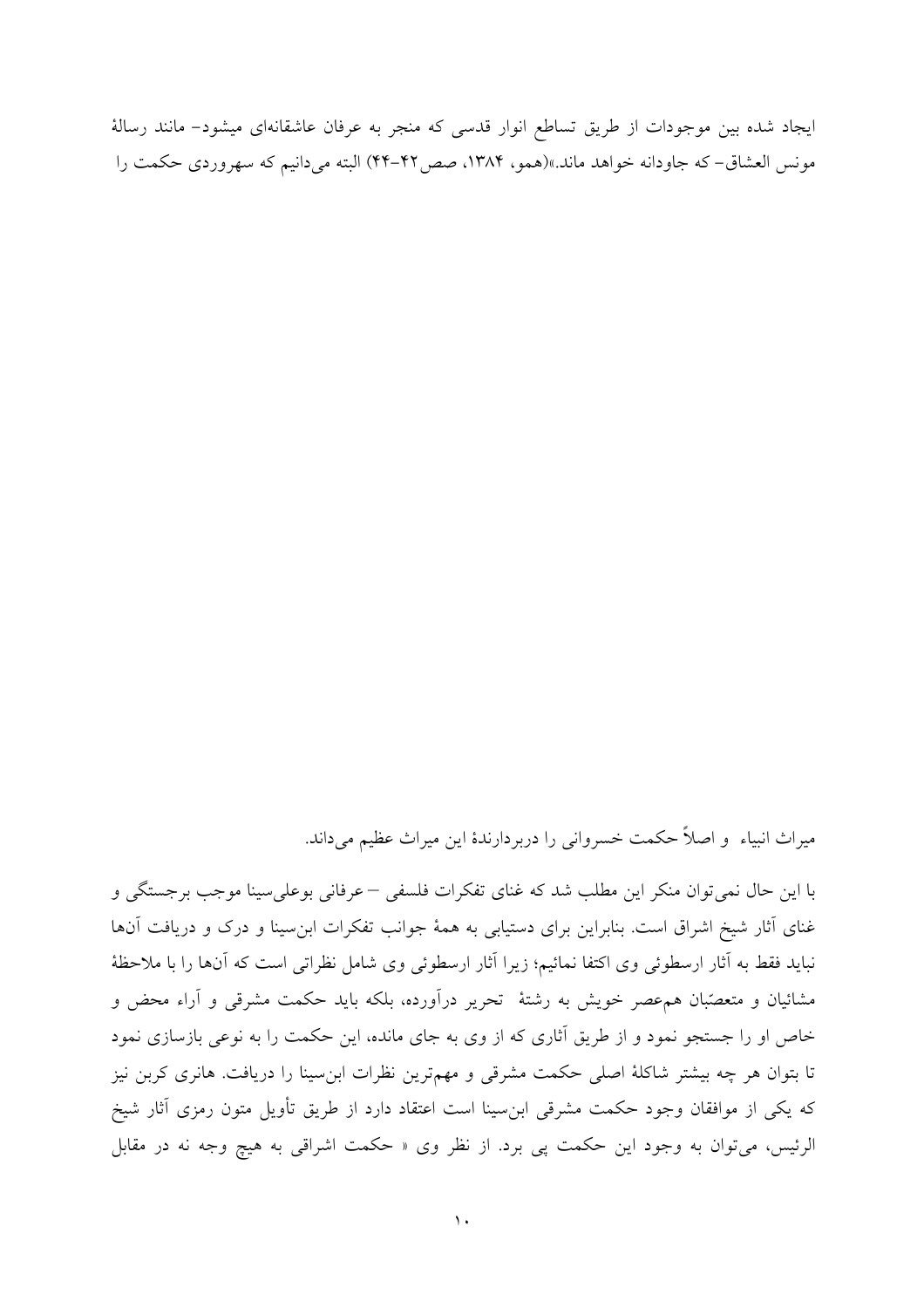ایجاد شده بین موجودات از طریق تساطع انوار قدسی که منجر به عرفان عاشقانه‌ای میشود– مانند رسالهٔ مونس العشاق– که جاودانه خواهد ماند.»(همو، ۱۳۸۴، صص۴۲-۴۴) البته می‌دانیم که سهروردی حکمت را

میراث انبیاء و اصلاً حکمت خسروانی را دربردارندهٔ این میراث عظیم می‌داند.

با این حال نمی‌توان منکر این مطلب شد که غنای تفکرات فلسفی – عرفانی بوعلی‌سینا موجب برجستگی و غنای آثار شیخ اشراق است. بنابراین برای دستیابی به همهٔ جوانب تفکرات ابن‌سینا و درک و دریافت آنها نباید فقط به آثار ارسطوئی وی اکتفا نمائیم؛ زیرا آثار ارسطوئی وی شامل نظراتی است که آنها را با ملاحظهٔ مشائیان و متعصّبان هم‌عصر خویش به رشتهٔ تحریر درآورده، بلکه باید حکمت مشرقی و آراء محض و خاص او را جستجو نمود و از طریق آثاری که از وی به جای مانده، این حکمت را به نوعی بازسازی نمود تا بتوان هر چه بیشتر شاکلهٔ اصلی حکمت مشرقی و مهم‌ترین نظرات ابن‌سینا را دریافت. هانری کربن نیز که یکی از موافقان وجود حکمت مشرقی ابن‌سینا است اعتقاد دارد از طریق تأویل متون رمزی آثار شیخ الرئیس، می‌توان به وجود این حکمت پی برد. از نظر وی « حکمت اشراقی به هیچ وجه نه در مقابل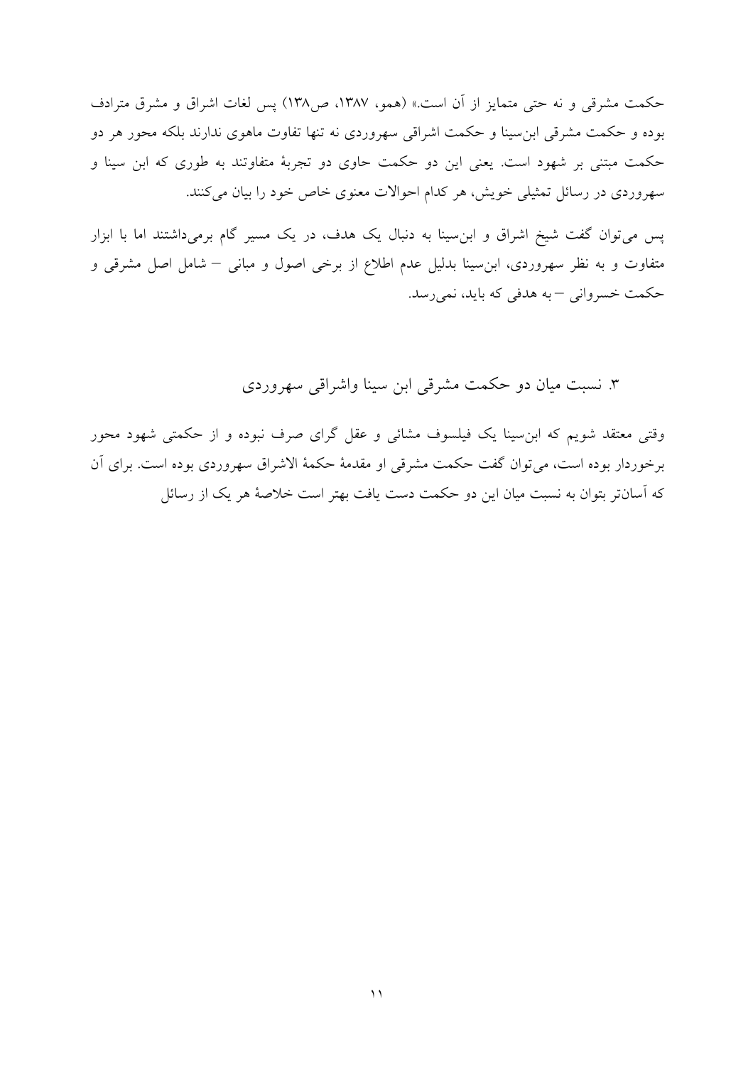حکمت مشرقی و نه حتی متمایز از آن است.» (همو، ۱۳۸۷، ص۱۳۸) پس لغات اشراق و مشرق مترادف بوده و حکمت مشرقی ابن‌سینا و حکمت اشراقی سهروردی نه تنها تفاوت ماهوی ندارند بلکه محور هر دو حکمت مبتنی بر شهود است. یعنی این دو حکمت حاوی دو تجربهٔ متفاوتند به طوری که ابن سینا و سهروردی در رسائل تمثیلی خویش، هر کدام احوالات معنوی خاص خود را بیان می‌کنند.

پس می‌توان گفت شیخ اشراق و ابن‌سینا به دنبال یک هدف، در یک مسیر گام برمی‌داشتند اما با ابزار متفاوت و به نظر سهروردی، ابن‌سینا بدلیل عدم اطلاع از برخی اصول و مبانی – شامل اصل مشرقی و حکمت خسروانی – به هدفی که باید، نمی‌رسد.

## ۳. نسبت میان دو حکمت مشرقی ابن سینا واشراقی سهروردی

وقتی معتقد شویم که ابن‌سینا یک فیلسوف مشائی و عقل گرای صرف نبوده و از حکمتی شهود محور برخوردار بوده است، می‌توان گفت حکمت مشرقی او مقدمهٔ حکمهٔ الاشراق سهروردی بوده است. برای آن که آسان‌تر بتوان به نسبت میان این دو حکمت دست یافت بهتر است خلاصهٔ هر یک از رسائل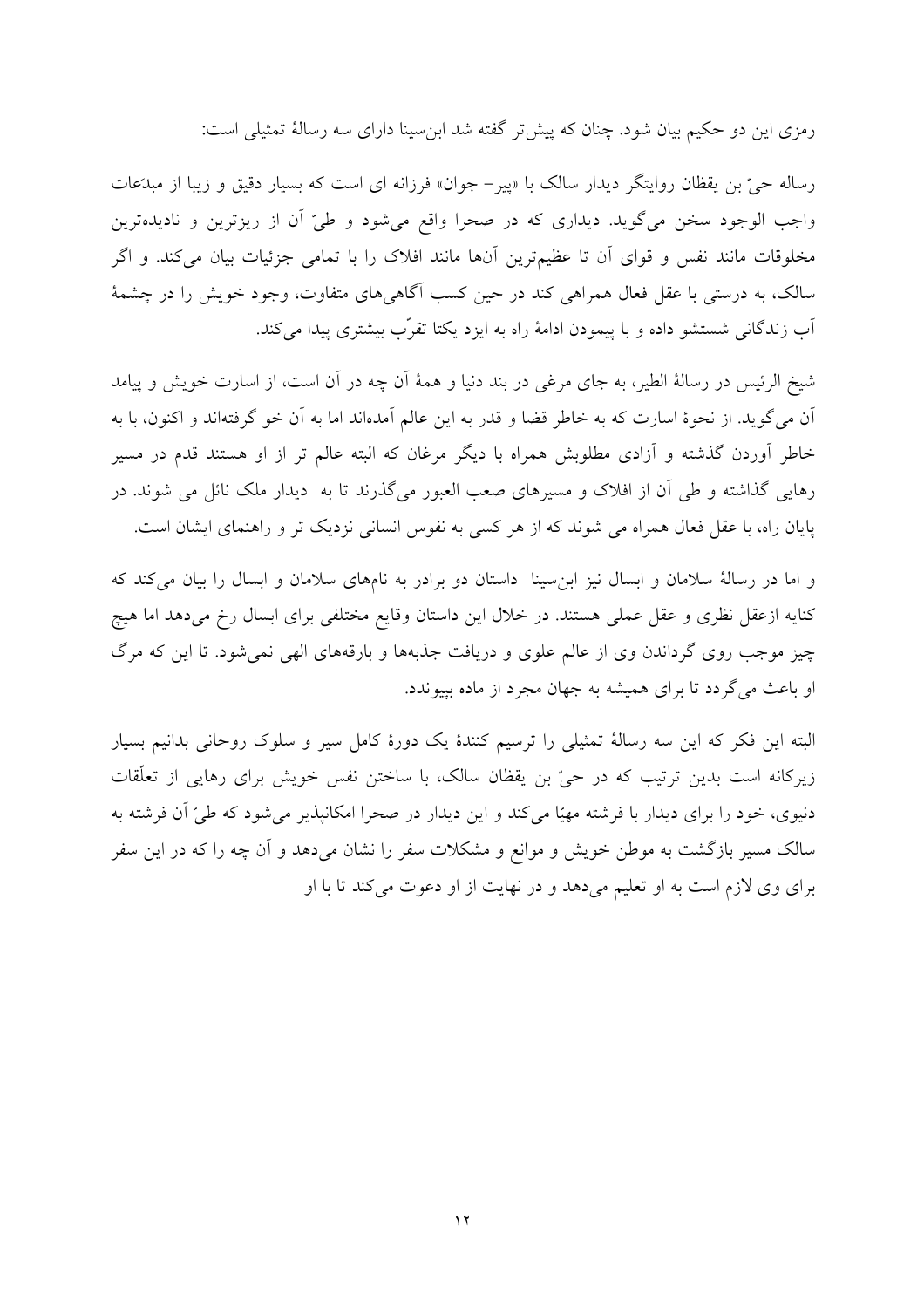رمزی این دو حکیم بیان شود. چنان که پیش‌تر گفته شد ابن‌سینا دارای سه رسالهٔ تمثیلی است:

رساله حیّ بن یقظان روایتگر دیدار سالک با «پیر- جوان» فرزانه ای است که بسیار دقیق و زیبا از مبدَعات واجب الوجود سخن می‌گوید. دیداری که در صحرا واقع می‌شود و طیّ آن از ریزترین و نادیده‌ترین مخلوقات مانند نفس و قوای آن تا عظیم‌ترین آن‌ها مانند افلاک را با تمامی جزئیات بیان می‌کند. و اگر سالک، به درستی با عقل فعال همراهی کند در حین کسب آگاهی‌های متفاوت، وجود خویش را در چشمهٔ آب زندگانی شستشو داده و با پیمودن ادامهٔ راه به ایزد یکتا تقرّب بیشتری پیدا می‌کند.

شیخ الرئیس در رسالهٔ الطیر، به جای مرغی در بند دنیا و همهٔ آن چه در آن است، از اسارت خویش و پیامد آن می‌گوید. از نحوهٔ اسارت که به خاطر قضا و قدر به این عالم آمده‌اند اما به آن خو گرفته‌اند و اکنون، با به خاطر آوردن گذشته و آزادی مطلوبش همراه با دیگر مرغان که البته عالم تر از او هستند قدم در مسیر رهایی گذاشته و طی آن از افلاک و مسیرهای صعب العبور می‌گذرند تا به دیدار ملک نائل می شوند. در پایان راه، با عقل فعال همراه می شوند که از هر کسی به نفوس انسانی نزدیک تر و راهنمای ایشان است.

و اما در رسالهٔ سلامان و ابسال نیز ابن‌سینا داستان دو برادر به نامهای سلامان و ابسال را بیان می‌کند که کنایه ازعقل نظری و عقل عملی هستند. در خلال این داستان وقایع مختلفی برای ابسال رخ می‌دهد اما هیچ چیز موجب روی گرداندن وی از عالم علوی و دریافت جذبه‌ها و بارقه‌های الهی نمی‌شود. تا این که مرگ او باعث می‌گردد تا برای همیشه به جهان مجرد از ماده بپیوندد.

البته این فکر که این سه رسالهٔ تمثیلی را ترسیم کنندهٔ یک دورهٔ کامل سیر و سلوک روحانی بدانیم بسیار زیرکانه است بدین ترتیب که در حیّ بن یقظان سالک، با ساختن نفس خویش برای رهایی از تعلّقات دنیوی، خود را برای دیدار با فرشته مهیّا می‌کند و این دیدار در صحرا امکانپذیر می‌شود که طیّ آن فرشته به سالک مسیر بازگشت به موطن خویش و موانع و مشکلات سفر را نشان می‌دهد و آن چه را که در این سفر برای وی لازم است به او تعلیم می‌دهد و در نهایت از او دعوت می‌کند تا با او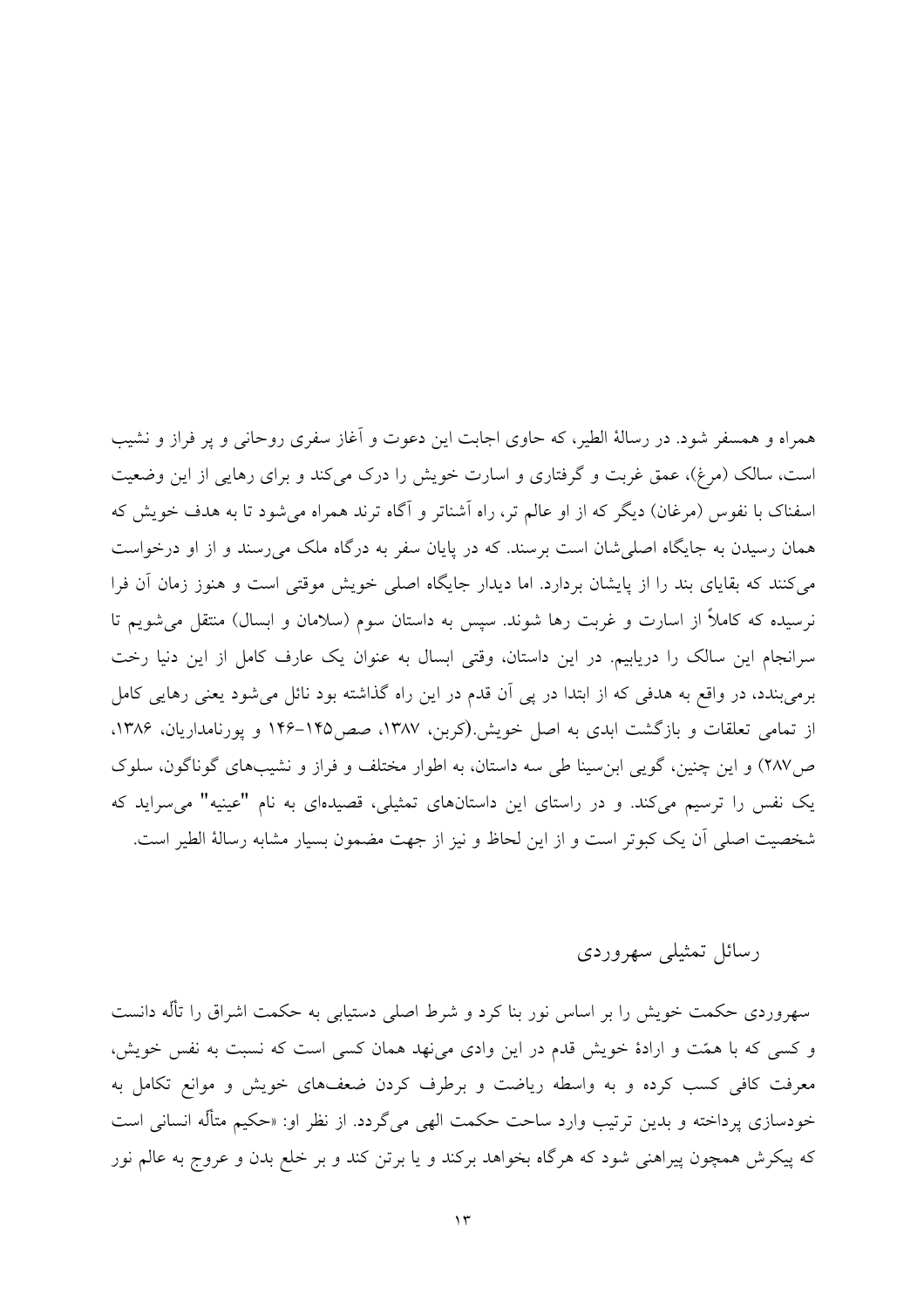همراه و همسفر شود. در رسالهٔ الطیر، که حاوی اجابت این دعوت و آغاز سفری روحانی و پر فراز و نشیب است، سالک (مرغ)، عمق غربت و گرفتاری و اسارت خویش را درک می‌کند و برای رهایی از این وضعیت اسفناک با نفوس (مرغان) دیگر که از او عالم تر، راه آشناتر و آگاه ترند همراه می‌شود تا به هدف خویش که همان رسیدن به جایگاه اصلی‌شان است برسند. که در پایان سفر به درگاه ملک می‌رسند و از او درخواست می‌کنند که بقایای بند را از پایشان بردارد. اما دیدار جایگاه اصلی خویش موقتی است و هنوز زمان آن فرا نرسیده که کاملاً از اسارت و غربت رها شوند. سپس به داستان سوم (سلامان و ابسال) منتقل می‌شویم تا سرانجام این سالک را دریابیم. در این داستان، وقتی ابسال به عنوان یک عارف کامل از این دنیا رخت برمی‌بندد، در واقع به هدفی که از ابتدا در پی آن قدم در این راه گذاشته بود نائل می‌شود یعنی رهایی کامل از تمامی تعلقات و بازگشت ابدی به اصل خویش.(کربن، ۱۳۸۷، صص۱۴۵-۱۴۶ و پورنامداریان، ۱۳۸۶، ص۲۸۷) و این چنین، گویی ابن‌سینا طی سه داستان، به اطوار مختلف و فراز و نشیب‌های گوناگون، سلوک یک نفس را ترسیم می‌کند. و در راستای این داستان‌های تمثیلی، قصیده‌ای به نام "عینیه" می‌سراید که شخصیت اصلی آن یک کبوتر است و از این لحاظ و نیز از جهت مضمون بسیار مشابه رسالهٔ الطیر است.

## رسائل تمثیلی سهروردی

سهروردی حکمت خویش را بر اساس نور بنا کرد و شرط اصلی دستیابی به حکمت اشراق را تألّه دانست و کسی که با همّت و ارادهٔ خویش قدم در این وادی می‌نهد همان کسی است که نسبت به نفس خویش، معرفت کافی کسب کرده و به واسطه ریاضت و برطرف کردن ضعف‌های خویش و موانع تکامل به خودسازی پرداخته و بدین ترتیب وارد ساحت حکمت الهی می‌گردد. از نظر او: «حکیم متألّه انسانی است که پیکرش همچون پیراهنی شود که هرگاه بخواهد برکند و یا برتن کند و بر خلع بدن و عروج به عالم نور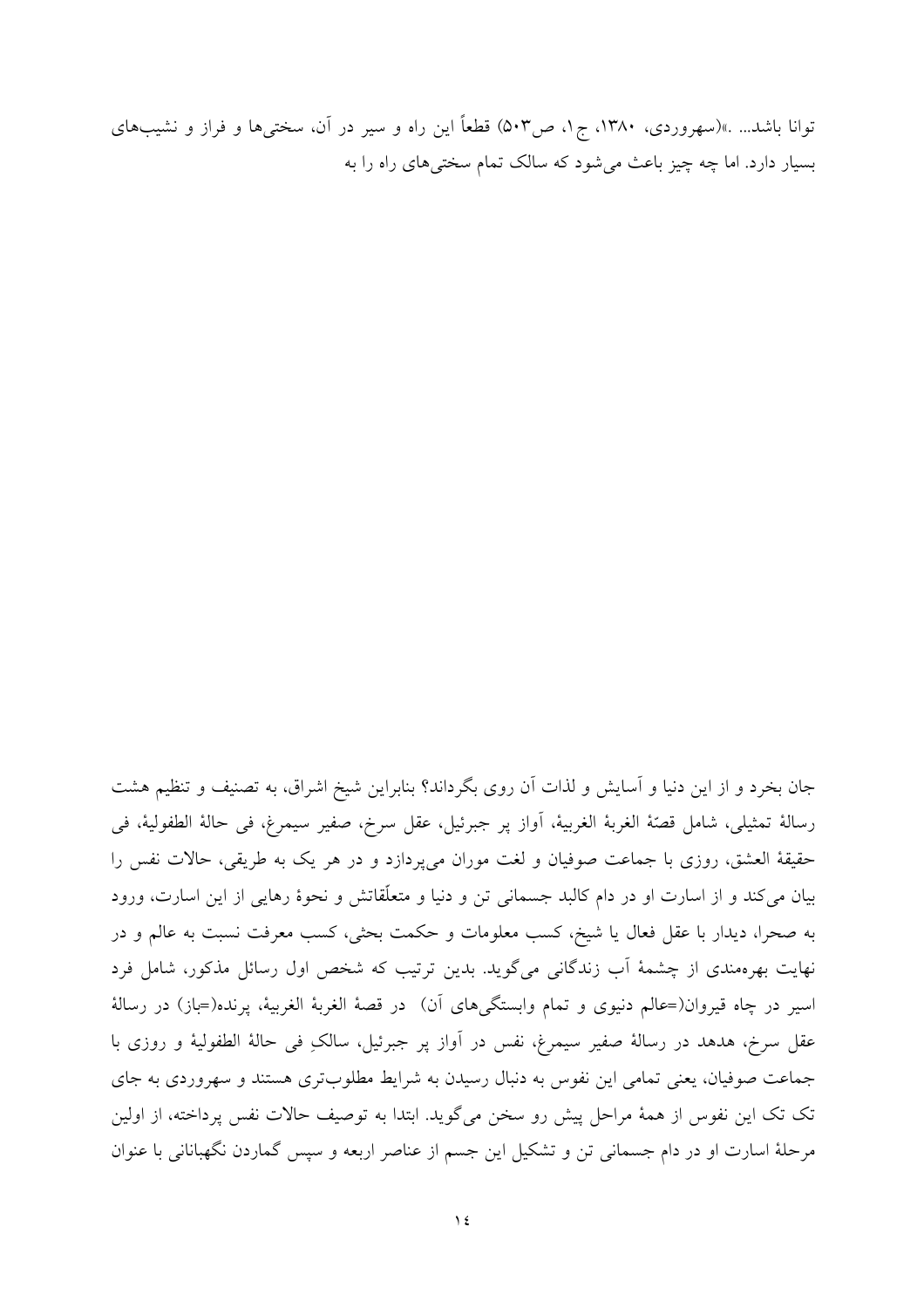توانا باشد... .»(سهروردی، ۱۳۸۰، ج۱، ص۵۰۳) قطعاً این راه و سیر در آن، سختی‌ها و فراز و نشیب‌های بسیار دارد. اما چه چیز باعث می‌شود که سالک تمام سختی‌های راه را به

جان بخرد و از این دنیا و آسایش و لذات آن روی بگرداند؟ بنابراین شیخ اشراق، به تصنیف و تنظیم هشت رسالهٔ تمثیلی، شامل قصهٔ الغربهٔ الغربیهٔ، آواز پر جبرئیل، عقل سرخ، صفیر سیمرغ، فی حالهٔ الطفولیهٔ، فی حقیقهٔ العشق، روزی با جماعت صوفیان و لغت موران می‌پردازد و در هر یک به طریقی، حالات نفس را بیان می‌کند و از اسارت او در دام کالبد جسمانی تن و دنیا و متعلّقاتش و نحوهٔ رهایی از این اسارت، ورود به صحرا، دیدار با عقل فعال یا شیخ، کسب معلومات و حکمت بحثی، کسب معرفت نسبت به عالم و در نهایت بهره‌مندی از چشمهٔ آب زندگانی می‌گوید. بدین ترتیب که شخص اول رسائل مذکور، شامل فرد اسیر در چاه قیروان(=عالم دنیوی و تمام وابستگی‌های آن) در قصهٔ الغربهٔ الغربیهٔ، پرنده(=باز) در رسالهٔ عقل سرخ، هدهد در رسالهٔ صفیر سیمرغ، نفس در آواز پر جبرئیل، سالکِ فی حالهٔ الطفولیهٔ و روزی با جماعت صوفیان، یعنی تمامی این نفوس به دنبال رسیدن به شرایط مطلوب‌تری هستند و سهروردی به جای تک تک این نفوس از همهٔ مراحل پیش رو سخن می‌گوید. ابتدا به توصیف حالات نفس پرداخته، از اولین مرحلهٔ اسارت او در دام جسمانی تن و تشکیل این جسم از عناصر اربعه و سپس گماردن نگهبانانی با عنوان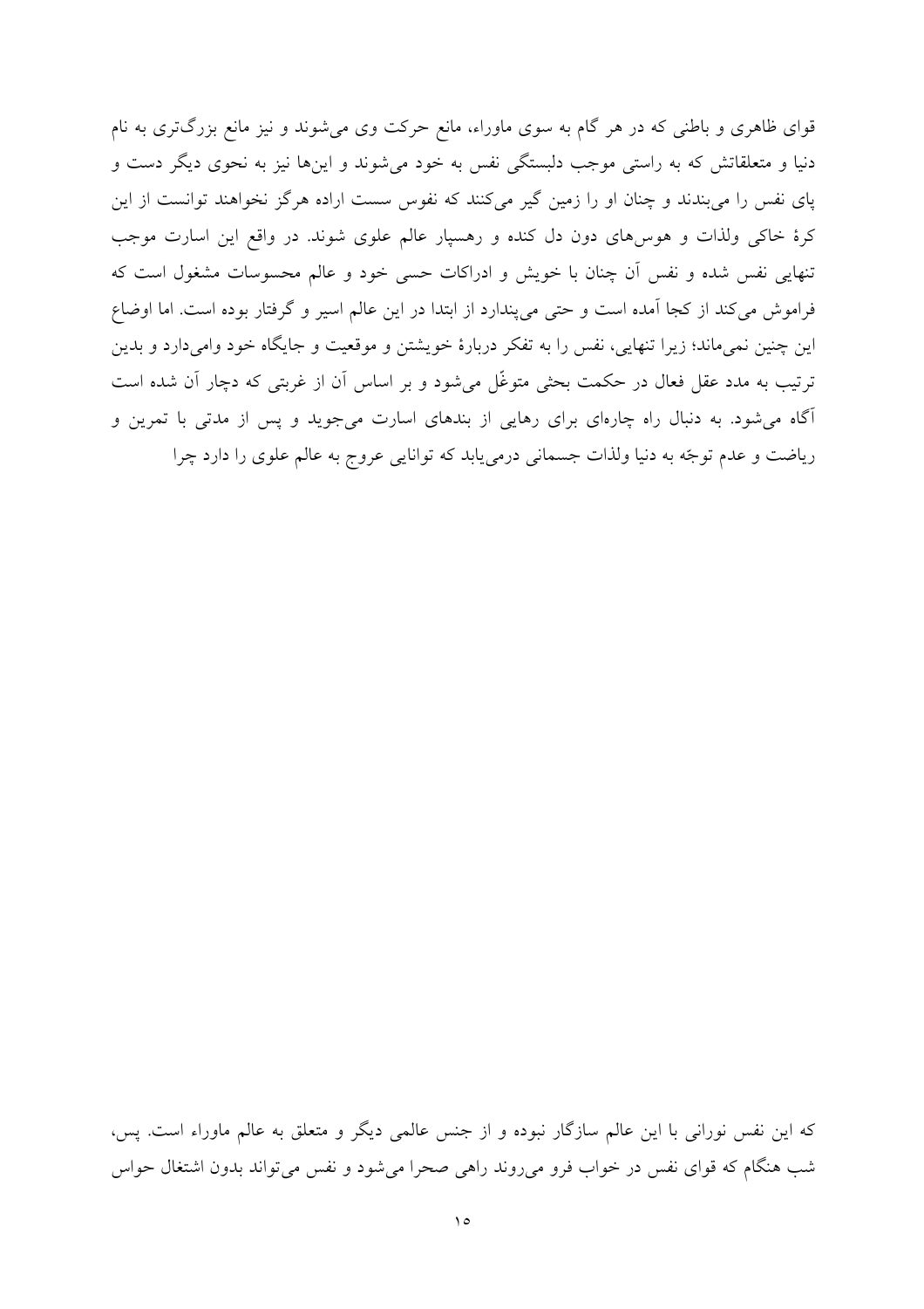قوای ظاهری و باطنی که در هر گام به سوی ماوراء، مانع حرکت وی می‌شوند و نیز مانع بزرگ‌تری به نام دنیا و متعلقاتش که به راستی موجب دلبستگی نفس به خود می‌شوند و این‌ها نیز به نحوی دیگر دست و پای نفس را می‌بندند و چنان او را زمین گیر می‌کنند که نفوس سست اراده هرگز نخواهند توانست از این کرهٔ خاکی ولذات و هوس‌های دون دل کنده و رهسپار عالم علوی شوند. در واقع این اسارت موجب تنهایی نفس شده و نفس آن چنان با خویش و ادراکات حسی خود و عالم محسوسات مشغول است که فراموش می‌کند از کجا آمده است و حتی می‌پندارد از ابتدا در این عالم اسیر و گرفتار بوده است. اما اوضاع این چنین نمی‌ماند؛ زیرا تنهایی، نفس را به تفکر دربارهٔ خویشتن و موقعیت و جایگاه خود وامی‌دارد و بدین ترتیب به مدد عقل فعال در حکمت بحثی متوغّل می‌شود و بر اساس آن از غربتی که دچار آن شده است آگاه می‌شود. به دنبال راه چاره‌ای برای رهایی از بندهای اسارت می‌جوید و پس از مدتی با تمرین و ریاضت و عدم توجّه به دنیا ولذات جسمانی درمی‌یابد که توانایی عروج به عالم علوی را دارد چرا

که این نفس نورانی با این عالم سازگار نبوده و از جنس عالمی دیگر و متعلق به عالم ماوراء است. پس، شب هنگام که قوای نفس در خواب فرو می‌روند راهی صحرا می‌شود و نفس می‌تواند بدون اشتغال حواس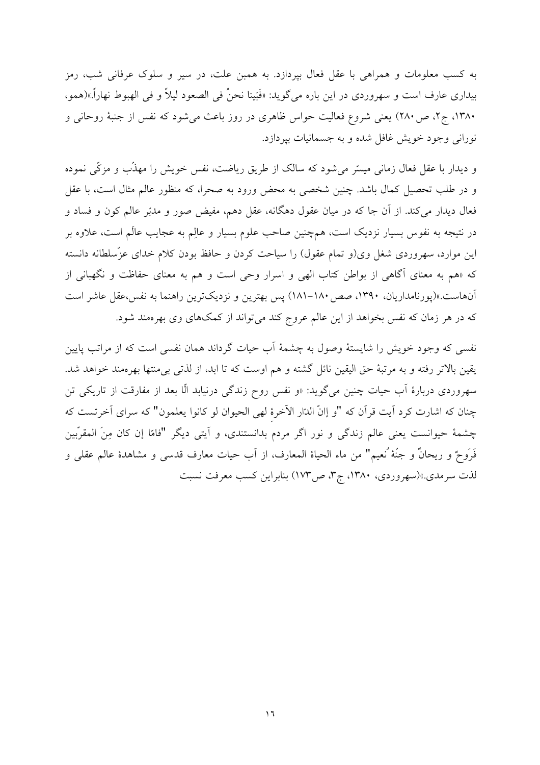به کسب معلومات و همراهی با عقل فعال بپردازد. به همین علت، در سیر و سلوک عرفانی شب، رمز بیداری عارف است و سهروردی در این باره می‌گوید: «فَبَینا نحنُ فی الصعود لیلاً و فی الهبوط نهاراً.»(همو، ۱۳۸۰، ج۲، ص۲۸۰) یعنی شروع فعالیت حواس ظاهری در روز باعث می‌شود که نفس از جنبهٔ روحانی و نورانی وجود خویش غافل شده و به جسمانیات بپردازد.

و دیدار با عقل فعال زمانی میسّر می‌شود که سالک از طریق ریاضت، نفس خویش را مهذّب و مزکّی نموده و در طلب تحصیل کمال باشد. چنین شخصی به محض ورود به صحرا، که منظور عالم مثال است، با عقل فعال دیدار می‌کند. از آن جا که در میان عقول دهگانه، عقل دهم، مفیض صور و مدبّر عالم کون و فساد و در نتیجه به نفوس بسیار نزدیک است، همچنین صاحب علوم بسیار و عالِم به عجایب عالَم است، علاوه بر این موارد، سهروردی شغل وی(و تمام عقول) را سیاحت کردن و حافظ بودن کلام خدای عزّسلطانه دانسته که «هم به معنای آگاهی از بواطن کتاب الهی و اسرار وحی است و هم به معنای حفاظت و نگهبانی از آن‌هاست.»(پورنامداریان، ۱۳۹۰، صص۱۸۰-۱۸۱) پس بهترین و نزدیک‌ترین راهنما به نفس،عقل عاشر است که در هر زمان که نفس بخواهد از این عالم عروج کند می‌تواند از کمک‌های وی بهره‌مند شود.

نفسی که وجود خویش را شایستهٔ وصول به چشمهٔ آب حیات گرداند همان نفسی است که از مراتب پایین یقین بالاتر رفته و به مرتبهٔ حق الیقین نائل گشته و هم اوست که تا ابد، از لذتی بی‌منتها بهره‌مند خواهد شد. سهروردی دربارهٔ آب حیات چنین می‌گوید: «و نفس روح زندگی درنیابد الّا بعد از مفارقت از تاریکی تن چنان که اشارت کرد آیت قرآن که "و إنّ الدّار الآخرةَ لهی الحیوان لو کانوا یعلمون" که سرای آخرتست که چشمهٔ حیوانست یعنی عالم زندگی و نور اگر مردم بدانستندی، و آیتی دیگر "فامّا إن کان مِنَ المقرّبین فَرَوحٌ و ریحانٌ و جنّةُ نُعیم" من ماء الحیاة المعارف، از آب حیات معارف قدسی و مشاهدهٔ عالم عقلی و لذت سرمدی.»(سهروردی، ۱۳۸۰، ج۳، ص۱۷۳) بنابراین کسب معرفت نسبت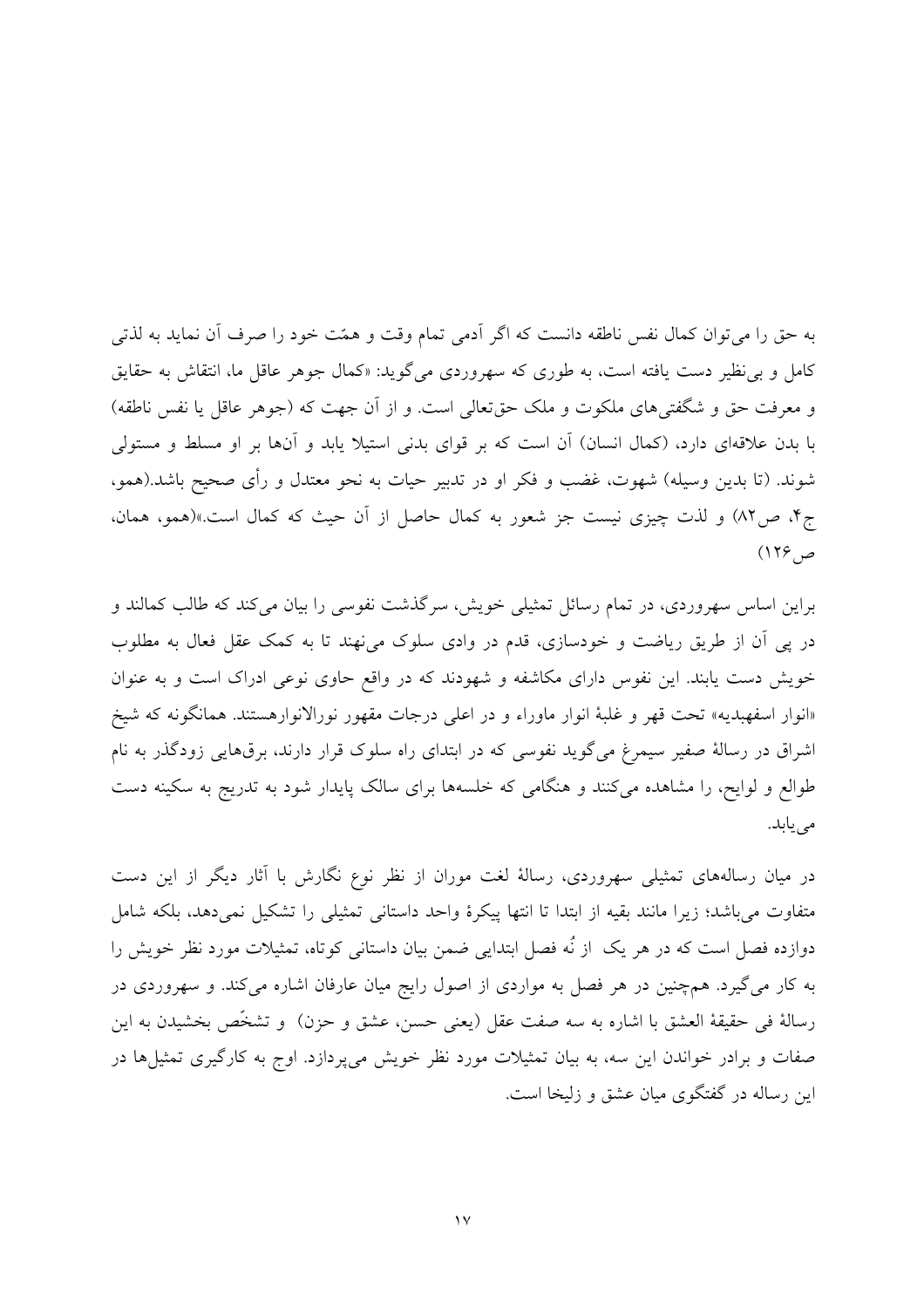به حق را می‌توان کمال نفس ناطقه دانست که اگر آدمی تمام وقت و همّت خود را صرف آن نماید به لذتی کامل و بی‌نظیر دست یافته است، به طوری که سهروردی می‌گوید: «کمال جوهر عاقل ما، انتقاش به حقایق و معرفت حق و شگفتی‌های ملکوت و ملک حق‌تعالی است. و از آن جهت که (جوهر عاقل یا نفس ناطقه) با بدن علاقه‌ای دارد، (کمال انسان) آن است که بر قوای بدنی استیلا یابد و آن‌ها بر او مسلط و مستولی شوند. (تا بدین وسیله) شهوت، غضب و فکر او در تدبیر حیات به نحو معتدل و رأی صحیح باشد.(همو، ج۴، ص۸۲) و لذت چیزی نیست جز شعور به کمال حاصل از آن حیث که کمال است.»(همو، همان، ص۱۲۶)

براین اساس سهروردی، در تمام رسائل تمثیلی خویش، سرگذشت نفوسی را بیان می‌کند که طالب کمالند و در پی آن از طریق ریاضت و خودسازی، قدم در وادی سلوک می‌نهند تا به کمک عقل فعال به مطلوب خویش دست یابند. این نفوس دارای مکاشفه و شهودند که در واقع حاوی نوعی ادراک است و به عنوان «انوار اسفهبدیه» تحت قهر و غلبهٔ انوار ماوراء و در اعلی درجات مقهور نورالانوارهستند. همانگونه که شیخ اشراق در رسالهٔ صفیر سیمرغ می‌گوید نفوسی که در ابتدای راه سلوک قرار دارند، برق‌هایی زودگذر به نام طوالع و لوایح، را مشاهده می‌کنند و هنگامی که خلسه‌ها برای سالک پایدار شود به تدریج به سکینه دست می‌یابد.

در میان رساله‌های تمثیلی سهروردی، رسالهٔ لغت موران از نظر نوع نگارش با آثار دیگر از این دست متفاوت می‌باشد؛ زیرا مانند بقیه از ابتدا تا انتها پیکرهٔ واحد داستانی تمثیلی را تشکیل نمی‌دهد، بلکه شامل دوازده فصل است که در هر یک از نُه فصل ابتدایی ضمن بیان داستانی کوتاه، تمثیلات مورد نظر خویش را به کار می‌گیرد. هم‌چنین در هر فصل به مواردی از اصول رایج میان عارفان اشاره می‌کند. و سهروردی در رسالهٔ فی حقیقهٔ العشق با اشاره به سه صفت عقل (یعنی حسن، عشق و حزن) و تشخّص بخشیدن به این صفات و برادر خواندن این سه، به بیان تمثیلات مورد نظر خویش می‌پردازد. اوج به کارگیری تمثیل‌ها در این رساله در گفتگوی میان عشق و زلیخا است.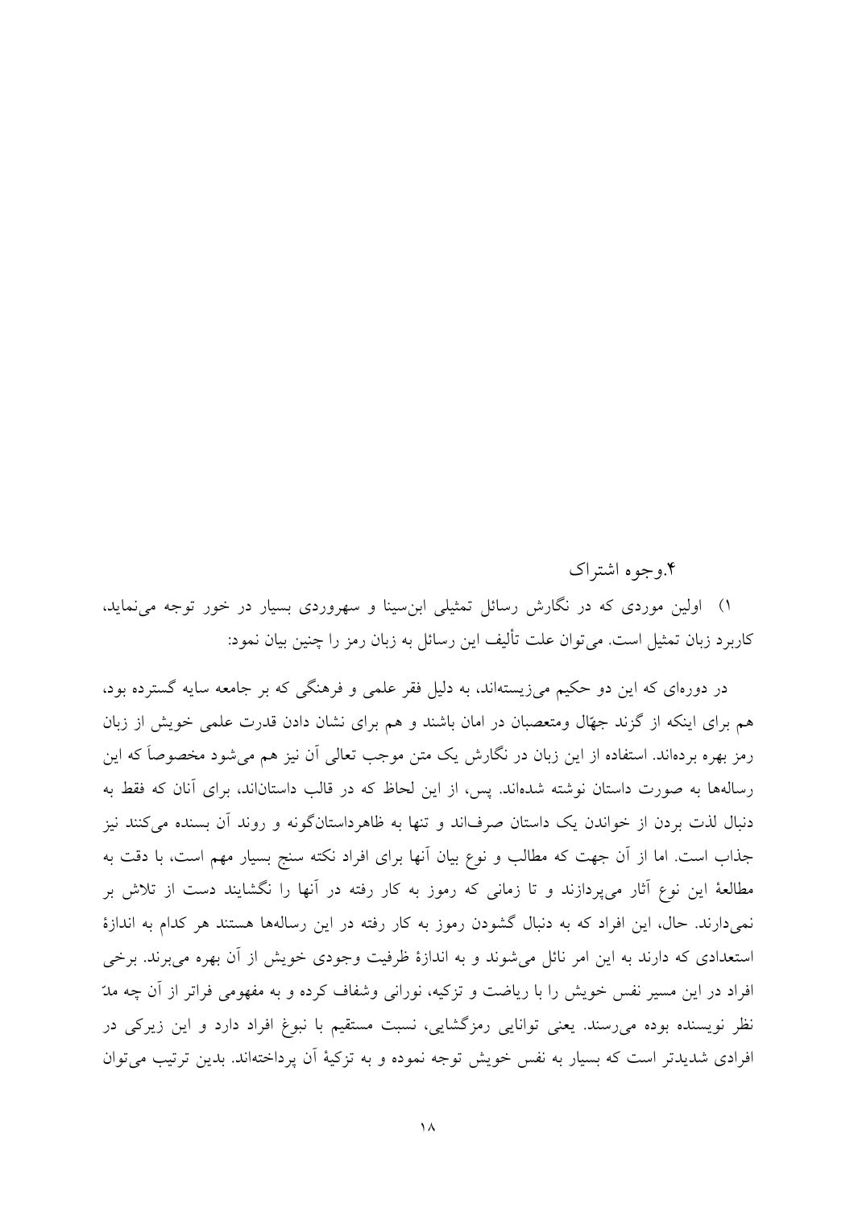۴.وجوه اشتراک

۱) اولین موردی که در نگارش رسائل تمثیلی ابن‌سینا و سهروردی بسیار در خور توجه می‌نماید، کاربرد زبان تمثیل است. می‌توان علت تألیف این رسائل به زبان رمز را چنین بیان نمود:

در دوره‌ای که این دو حکیم می‌زیسته‌اند، به دلیل فقر علمی و فرهنگی که بر جامعه سایه گسترده بود، هم برای اینکه از گزند جهّال ومتعصبان در امان باشند و هم برای نشان دادن قدرت علمی خویش از زبان رمز بهره برده‌اند. استفاده از این زبان در نگارش یک متن موجب تعالی آن نیز هم می‌شود مخصوصاً که این رساله‌ها به صورت داستان نوشته شده‌اند. پس، از این لحاظ که در قالب داستان‌اند، برای آنان که فقط به دنبال لذت بردن از خواندن یک داستان صرف‌اند و تنها به ظاهرداستان‌گونه و روند آن بسنده می‌کنند نیز جذاب است. اما از آن جهت که مطالب و نوع بیان آنها برای افراد نکته سنج بسیار مهم است، با دقت به مطالعهٔ این نوع آثار می‌پردازند و تا زمانی که رموز به کار رفته در آنها را نگشایند دست از تلاش بر نمی‌دارند. حال، این افراد که به دنبال گشودن رموز به کار رفته در این رساله‌ها هستند هر کدام به اندازهٔ استعدادی که دارند به این امر نائل می‌شوند و به اندازهٔ ظرفیت وجودی خویش از آن بهره می‌برند. برخی افراد در این مسیر نفس خویش را با ریاضت و تزکیه، نورانی وشفاف کرده و به مفهومی فراتر از آن چه مدّ نظر نویسنده بوده می‌رسند. یعنی توانایی رمزگشایی، نسبت مستقیم با نبوغ افراد دارد و این زیرکی در افرادی شدیدتر است که بسیار به نفس خویش توجه نموده و به تزکیهٔ آن پرداخته‌اند. بدین ترتیب می‌توان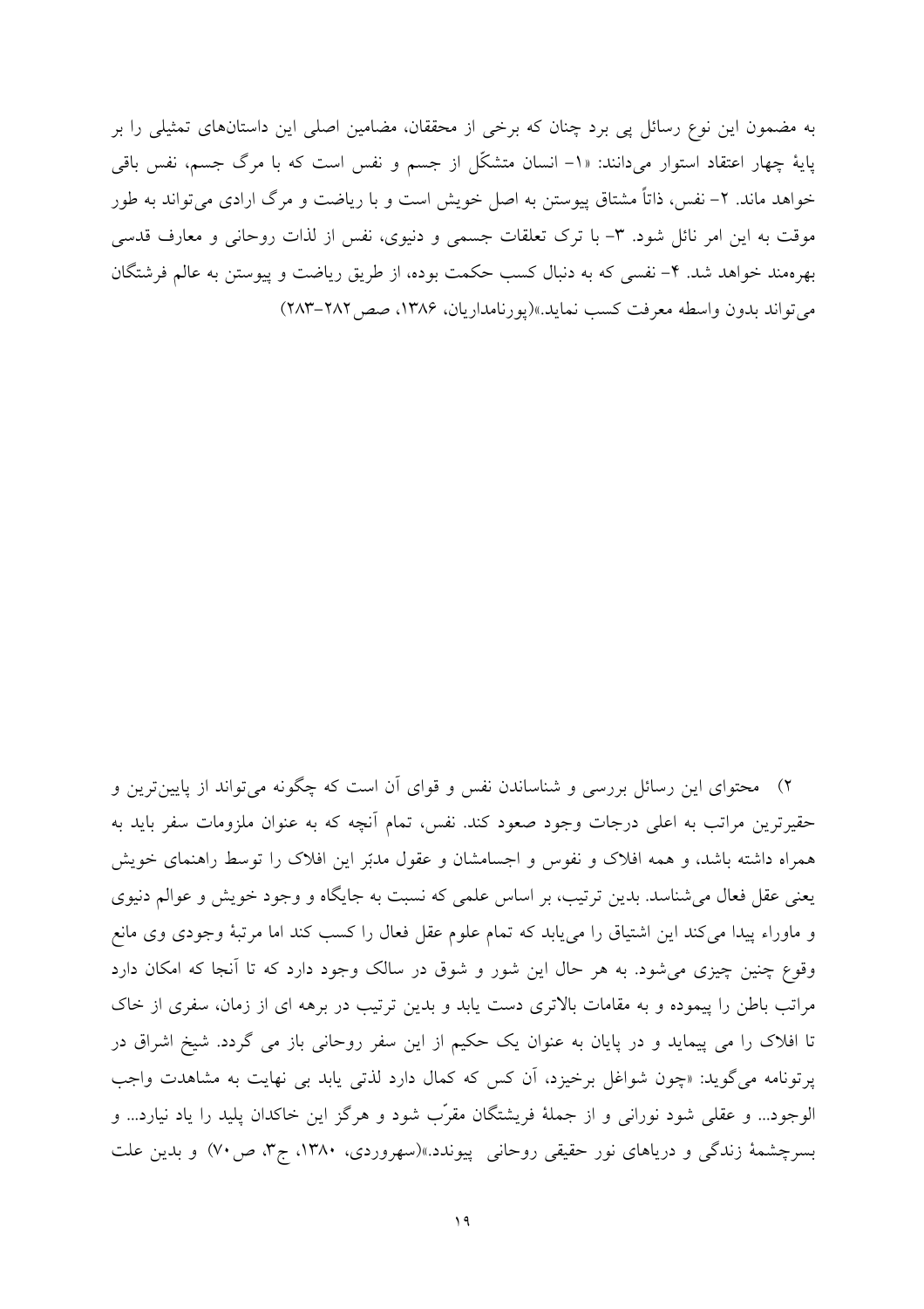به مضمون این نوع رسائل پی برد چنان که برخی از محققان، مضامین اصلی این داستان‌های تمثیلی را بر پایهٔ چهار اعتقاد استوار می‌دانند: «۱- انسان متشکّل از جسم و نفس است که با مرگ جسم، نفس باقی خواهد ماند. ۲- نفس، ذاتاً مشتاق پیوستن به اصل خویش است و با ریاضت و مرگ ارادی می‌تواند به طور موقت به این امر نائل شود. ۳- با ترک تعلقات جسمی و دنیوی، نفس از لذات روحانی و معارف قدسی بهره‌مند خواهد شد. ۴- نفسی که به دنبال کسب حکمت بوده، از طریق ریاضت و پیوستن به عالم فرشتگان می‌تواند بدون واسطه معرفت کسب نماید.»(پورنامداریان، ۱۳۸۶، صص۲۸۲-۲۸۳)

۲) محتوای این رسائل بررسی و شناساندن نفس و قوای آن است که چگونه می‌تواند از پایین‌ترین و حقیرترین مراتب به اعلی درجات وجود صعود کند. نفس، تمام آنچه که به عنوان ملزومات سفر باید به همراه داشته باشد، و همه افلاک و نفوس و اجسامشان و عقول مدبّر این افلاک را توسط راهنمای خویش یعنی عقل فعال می‌شناسد. بدین ترتیب، بر اساس علمی که نسبت به جایگاه و وجود خویش و عوالم دنیوی و ماوراء پیدا می‌کند این اشتیاق را می‌یابد که تمام علوم عقل فعال را کسب کند اما مرتبهٔ وجودی وی مانع وقوع چنین چیزی می‌شود. به هر حال این شور و شوق در سالک وجود دارد که تا آنجا که امکان دارد مراتب باطن را پیموده و به مقامات بالاتری دست یابد و بدین ترتیب در برهه ای از زمان، سفری از خاک تا افلاک را می پیماید و در پایان به عنوان یک حکیم از این سفر روحانی باز می گردد. شیخ اشراق در پرتونامه می‌گوید: «چون شواغل برخیزد، آن کس که کمال دارد لذتی یابد بی نهایت به مشاهدت واجب الوجود... و عقلی شود نورانی و از جملهٔ فریشتگان مقرّب شود و هرگز این خاکدان پلید را یاد نیارد... و بسرچشمهٔ زندگی و دریاهای نور حقیقی روحانی پیوندد.»(سهروردی، ۱۳۸۰، ج۳، ص۷۰) و بدین علت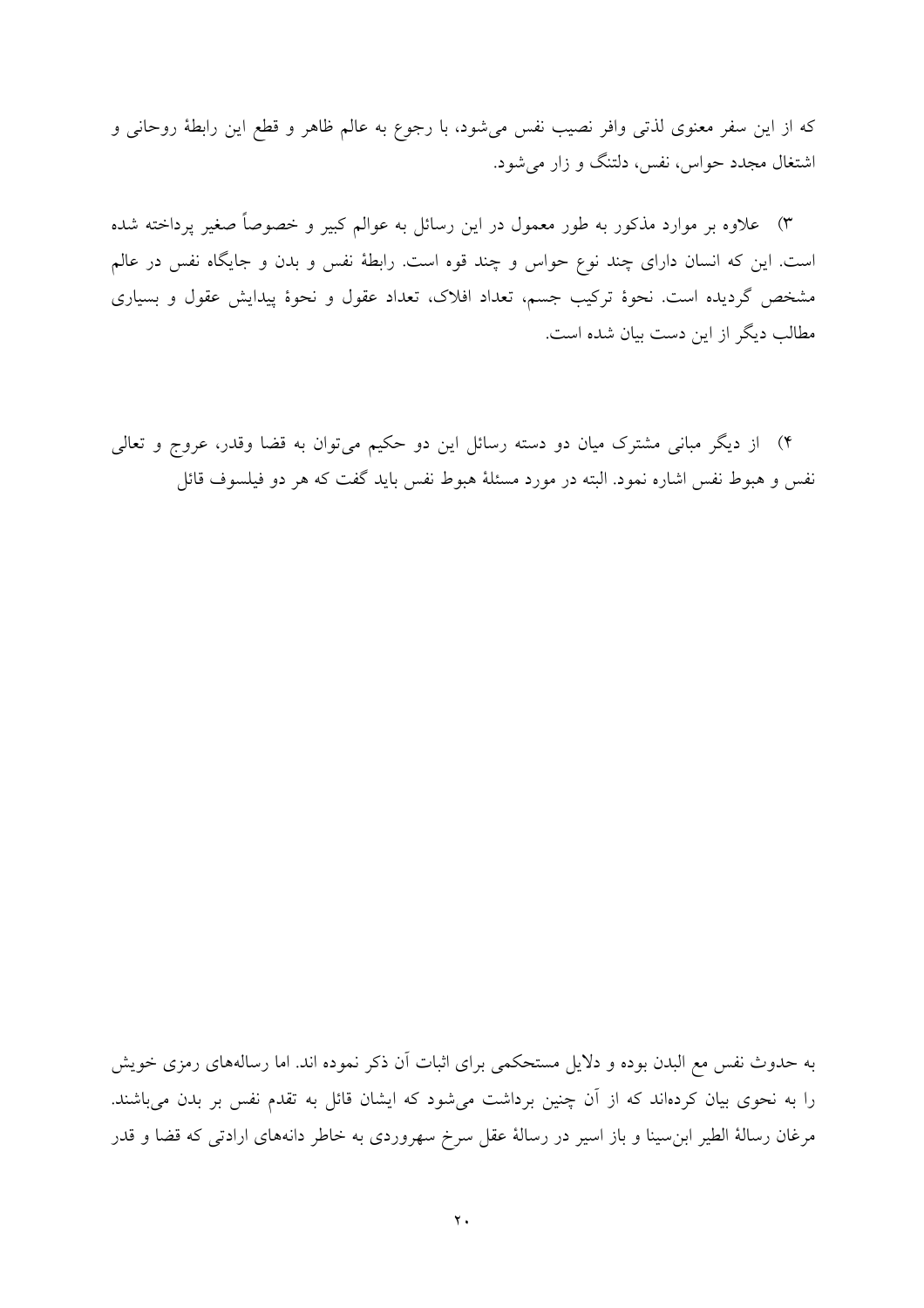که از این سفر معنوی لذتی وافر نصیب نفس می‌شود، با رجوع به عالم ظاهر و قطع این رابطهٔ روحانی و اشتغال مجدد حواس، نفس، دلتنگ و زار می‌شود.

۳) علاوه بر موارد مذکور به طور معمول در این رسائل به عوالم کبیر و خصوصاً صغیر پرداخته شده است. این که انسان دارای چند نوع حواس و چند قوه است. رابطهٔ نفس و بدن و جایگاه نفس در عالم مشخص گردیده است. نحوهٔ ترکیب جسم، تعداد افلاک، تعداد عقول و نحوهٔ پیدایش عقول و بسیاری مطالب دیگر از این دست بیان شده است.

۴) از دیگر مبانی مشترک میان دو دسته رسائل این دو حکیم می‌توان به قضا وقدر، عروج و تعالی نفس و هبوط نفس اشاره نمود. البته در مورد مسئلهٔ هبوط نفس باید گفت که هر دو فیلسوف قائل

به حدوث نفس مع البدن بوده و دلایل مستحکمی برای اثبات آن ذکر نموده اند. اما رساله‌های رمزی خویش را به نحوی بیان کرده‌اند که از آن چنین برداشت می‌شود که ایشان قائل به تقدم نفس بر بدن می‌باشند. مرغان رسالهٔ الطیر ابن‌سینا و باز اسیر در رسالهٔ عقل سرخ سهروردی به خاطر دانه‌های ارادتی که قضا و قدر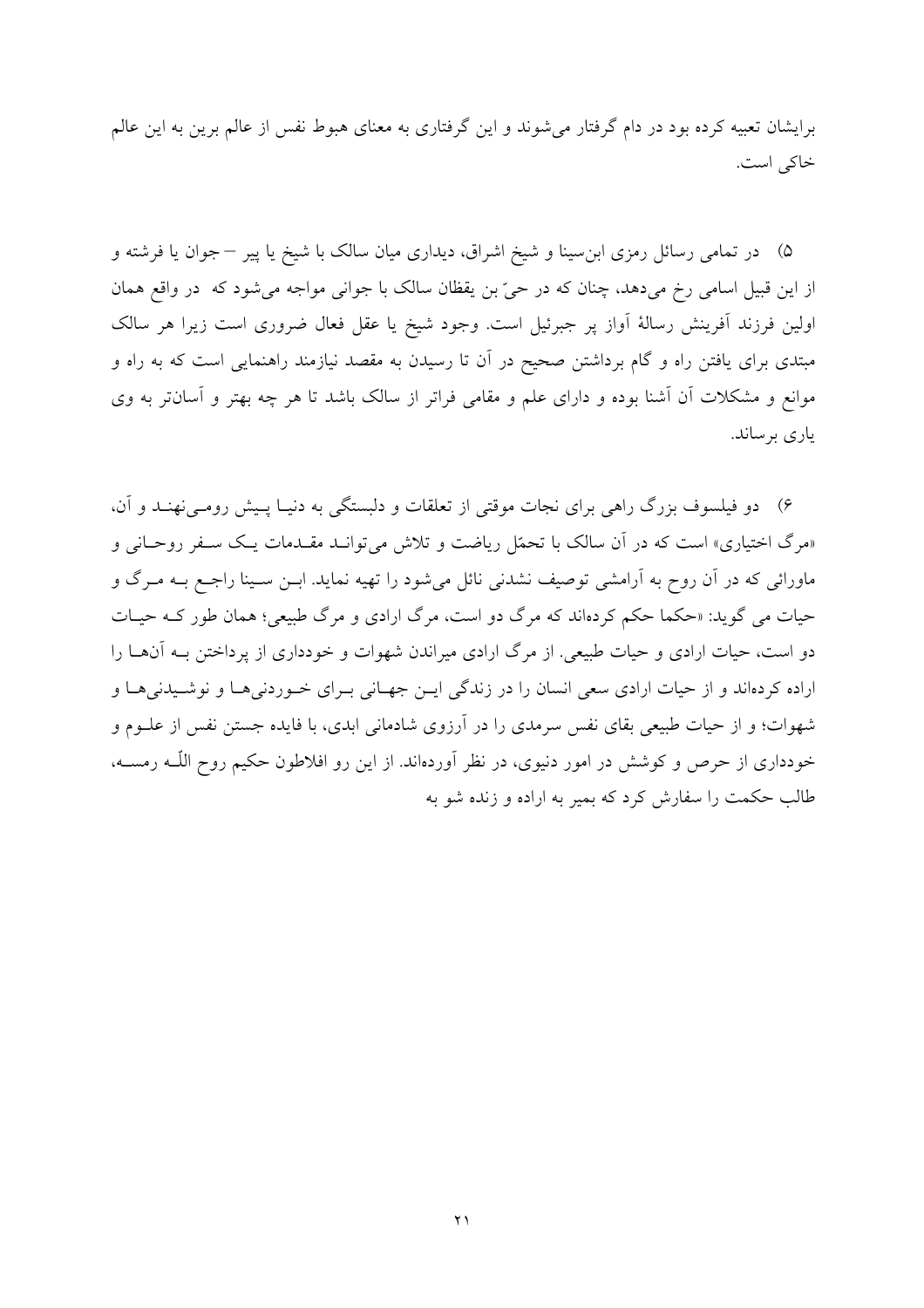برایشان تعبیه کرده بود در دام گرفتار می‌شوند و این گرفتاری به معنای هبوط نفس از عالم برین به این عالم خاکی است.

۵) در تمامی رسائل رمزی ابن‌سینا و شیخ اشراق، دیداری میان سالک با شیخ یا پیر – جوان یا فرشته و از این قبیل اسامی رخ می‌دهد، چنان که در حیّ بن یقظان سالک با جوانی مواجه می‌شود که در واقع همان اولین فرزند آفرینش رسالهٔ آواز پر جبرئیل است. وجود شیخ یا عقل فعال ضروری است زیرا هر سالک مبتدی برای یافتن راه و گام برداشتن صحیح در آن تا رسیدن به مقصد نیازمند راهنمایی است که به راه و موانع و مشکلات آن آشنا بوده و دارای علم و مقامی فراتر از سالک باشد تا هر چه بهتر و آسان‌تر به وی یاری برساند.

۶) دو فیلسوف بزرگ راهی برای نجات موقتی از تعلقات و دلبستگی به دنیا پیش رومی‌نهند و آن، «مرگ اختیاری» است که در آن سالک با تحمّل ریاضت و تلاش می‌تواند مقدمات یک سفر روحانی و ماورائی که در آن روح به آرامشی توصیف نشدنی نائل می‌شود را تهیه نماید. ابن سینا راجع به مرگ و حیات می گوید: «حکما حکم کرده‌اند که مرگ دو است، مرگ ارادی و مرگ طبیعی؛ همان طور که حیات دو است، حیات ارادی و حیات طبیعی. از مرگ ارادی میراندن شهوات و خودداری از پرداختن به آنها را اراده کرده‌اند و از حیات ارادی سعی انسان را در زندگی این جهانی برای خوردنی‌ها و نوشیدنی‌ها و شهوات؛ و از حیات طبیعی بقای نفس سرمدی را در آرزوی شادمانی ابدی، با فایده جستن نفس از علوم و خودداری از حرص و کوشش در امور دنیوی، در نظر آورده‌اند. از این رو افلاطون حکیم روح اللّه رمسه، طالب حکمت را سفارش کرد که بمیر به اراده و زنده شو به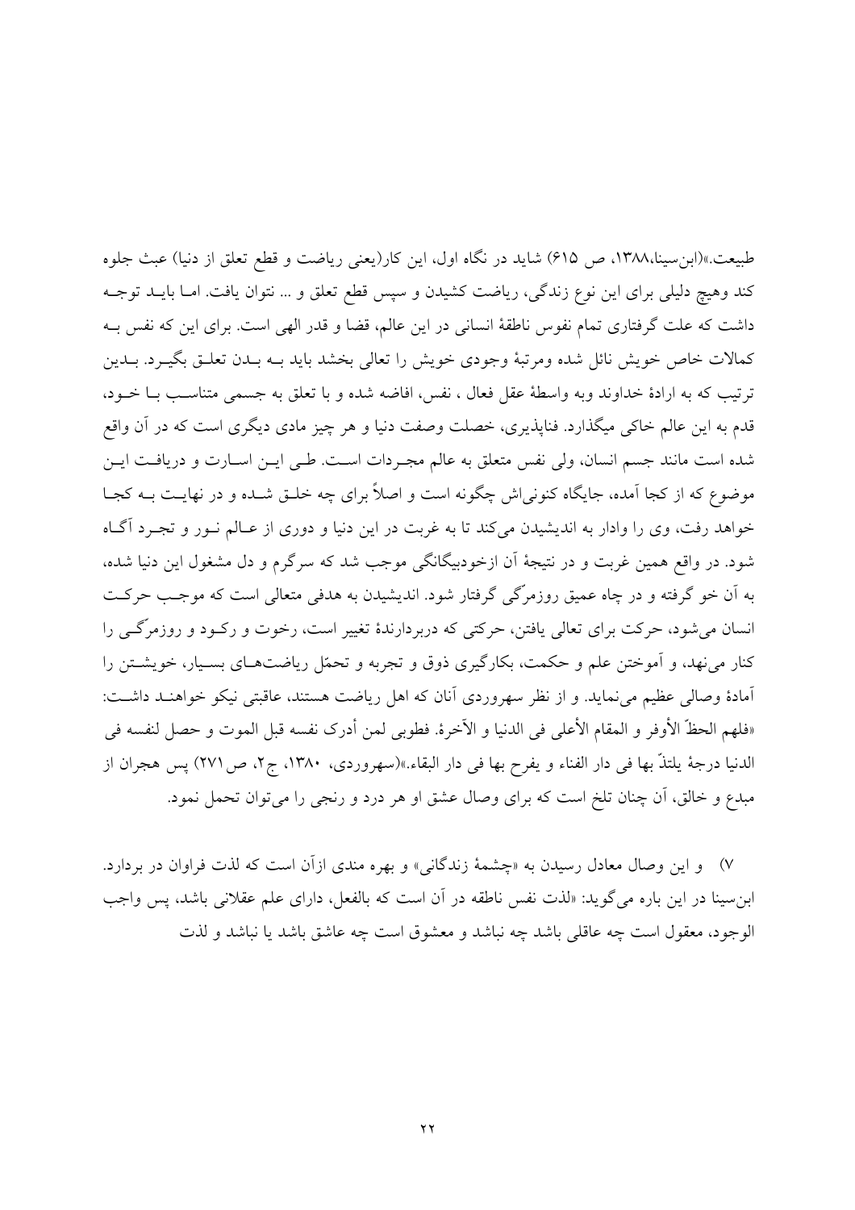طبیعت.»(ابن‌سینا،۱۳۸۸، ص ۶۱۵) شاید در نگاه اول، این کار(یعنی ریاضت و قطع تعلق از دنیا) عبث جلوه کند وهیچ دلیلی برای این نوع زندگی، ریاضت کشیدن و سپس قطع تعلق و ... نتوان یافت. اما باید توجه داشت که علت گرفتاری تمام نفوس ناطقهٔ انسانی در این عالم، قضا و قدر الهی است. برای این که نفس به کمالات خاص خویش نائل شده ومرتبهٔ وجودی خویش را تعالی بخشد باید به بدن تعلق بگیرد. بدین ترتیب که به ارادهٔ خداوند وبه واسطهٔ عقل فعال ، نفس، افاضه شده و با تعلق به جسمی متناسب با خود، قدم به این عالم خاکی میگذارد. فناپذیری، خصلت وصفت دنیا و هر چیز مادی دیگری است که در آن واقع شده است مانند جسم انسان، ولی نفس متعلق به عالم مجردات است. طی این اسارت و دریافت این موضوع که از کجا آمده، جایگاه کنونی‌اش چگونه است و اصلاً برای چه خلق شده و در نهایت به کجا خواهد رفت، وی را وادار به اندیشیدن می‌کند تا به غربت در این دنیا و دوری از عالم نور و تجرد آگاه شود. در واقع همین غربت و در نتیجهٔ آن ازخودبیگانگی موجب شد که سرگرم و دل مشغول این دنیا شده، به آن خو گرفته و در چاه عمیق روزمرّگی گرفتار شود. اندیشیدن به هدفی متعالی است که موجب حرکت انسان می‌شود، حرکت برای تعالی یافتن، حرکتی که دربردارندهٔ تغییر است، رخوت و رکود و روزمرّگی را کنار می‌نهد، و آموختن علم و حکمت، بکارگیری ذوق و تجربه و تحمّل ریاضت‌های بسیار، خویشتن را آمادهٔ وصالی عظیم می‌نماید. و از نظر سهروردی آنان که اهل ریاضت هستند، عاقبتی نیکو خواهند داشت: «فلهم الحظّ الأوفر و المقام الأعلی فی الدنیا و الآخرة. فطوبی لمن أدرک نفسه قبل الموت و حصل لنفسه فی الدنیا درجة یلتذّ بها فی دار الفناء و یفرح بها فی دار البقاء.»(سهروردی، ۱۳۸۰، ج۲، ص۲۷۱) پس هجران از مبدع و خالق، آن چنان تلخ است که برای وصال عشق او هر درد و رنجی را می‌توان تحمل نمود.

۷) و این وصال معادل رسیدن به «چشمهٔ زندگانی» و بهره مندی ازآن است که لذت فراوان در بردارد. ابن‌سینا در این باره می‌گوید: «لذت نفس ناطقه در آن است که بالفعل، دارای علم عقلانی باشد، پس واجب الوجود، معقول است چه عاقلی باشد چه نباشد و معشوق است چه عاشق باشد یا نباشد و لذت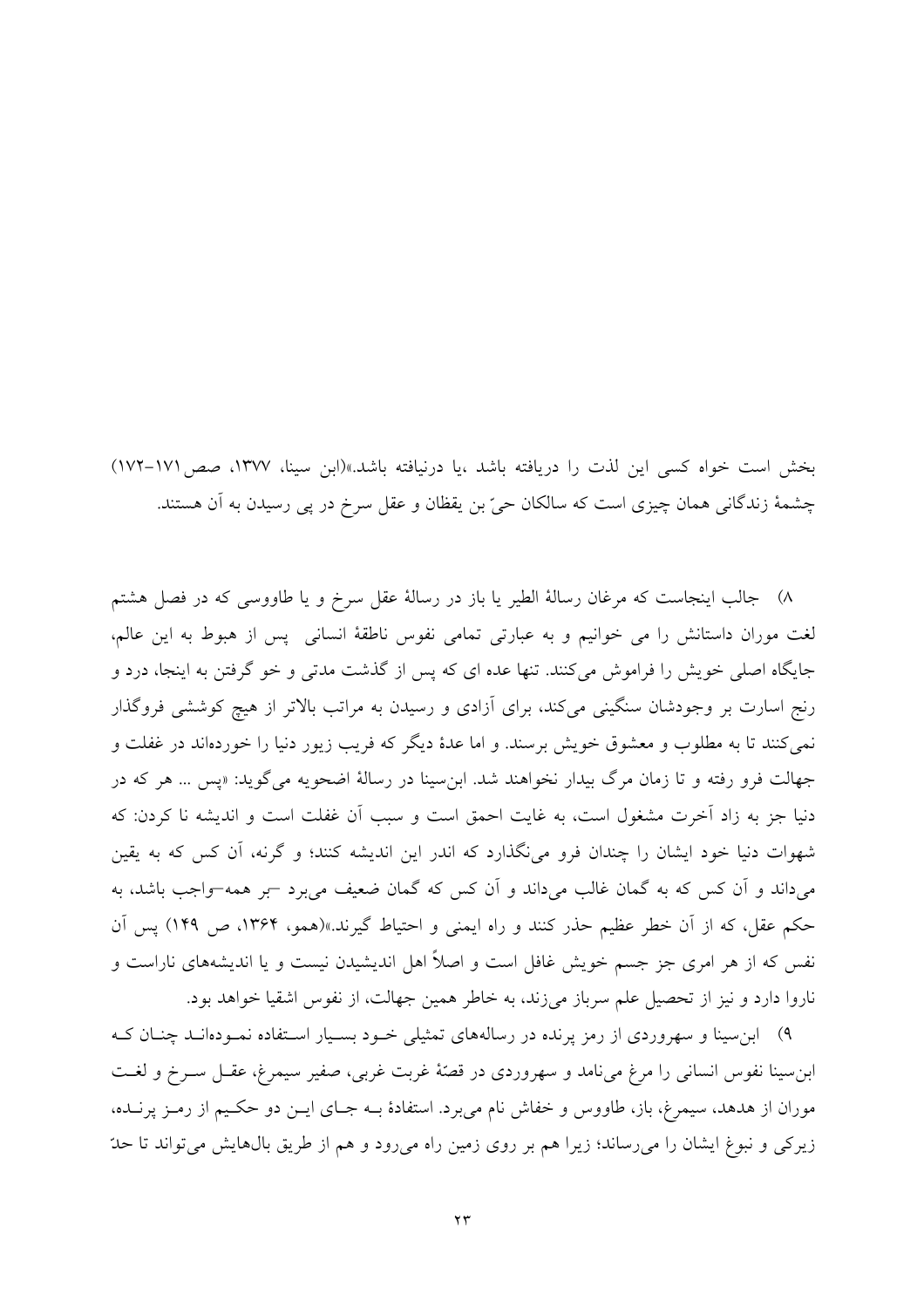بخش است خواه کسی این لذت را دریافته باشد ،یا درنیافته باشد.»(ابن سینا، ۱۳۷۷، صص ۱۷۱-۱۷۲)
چشمهٔ زندگانی همان چیزی است که سالکان حیّ بن یقظان و عقل سرخ در پی رسیدن به آن هستند.

۸) جالب اینجاست که مرغان رسالهٔ الطیر یا باز در رسالهٔ عقل سرخ و یا طاووسی که در فصل هشتم لغت موران داستانش را می خوانیم و به عبارتی تمامی نفوس ناطقهٔ انسانی پس از هبوط به این عالم، جایگاه اصلی خویش را فراموش می‌کنند. تنها عده ای که پس از گذشت مدتی و خو گرفتن به اینجا، درد و رنج اسارت بر وجودشان سنگینی می‌کند، برای آزادی و رسیدن به مراتب بالاتر از هیچ کوششی فروگذار نمی‌کنند تا به مطلوب و معشوق خویش برسند. و اما عدهٔ دیگر که فریب زیور دنیا را خورده‌اند در غفلت و جهالت فرو رفته و تا زمان مرگ بیدار نخواهند شد. ابن‌سینا در رسالهٔ اضحویه می‌گوید: «پس ... هر که در دنیا جز به زاد آخرت مشغول است، به غایت احمق است و سبب آن غفلت است و اندیشه نا کردن: که شهوات دنیا خود ایشان را چندان فرو می‌نگذارد که اندر این اندیشه کنند؛ و گرنه، آن کس که به یقین می‌داند و آن کس که به گمان غالب می‌داند و آن کس که گمان ضعیف می‌برد -بر همه-واجب باشد، به حکم عقل، که از آن خطر عظیم حذر کنند و راه ایمنی و احتیاط گیرند.»(همو، ۱۳۶۴، ص ۱۴۹) پس آن نفس که از هر امری جز جسم خویش غافل است و اصلاً اهل اندیشیدن نیست و یا اندیشه‌های ناراست و ناروا دارد و نیز از تحصیل علم سرباز می‌زند، به خاطر همین جهالت، از نفوس اشقیا خواهد بود.

۹) ابن‌سینا و سهروردی از رمز پرنده در رساله‌های تمثیلی خود بسیار استفاده نموده‌اند چنان که ابن‌سینا نفوس انسانی را مرغ می‌نامد و سهروردی در قصّهٔ غربت غربی، صفیر سیمرغ، عقل سرخ و لغت موران از هدهد، سیمرغ، باز، طاووس و خفاش نام می‌برد. استفادهٔ به جای این دو حکیم از رمز پرنده، زیرکی و نبوغ ایشان را می‌رساند؛ زیرا هم بر روی زمین راه می‌رود و هم از طریق بال‌هایش می‌تواند تا حدّ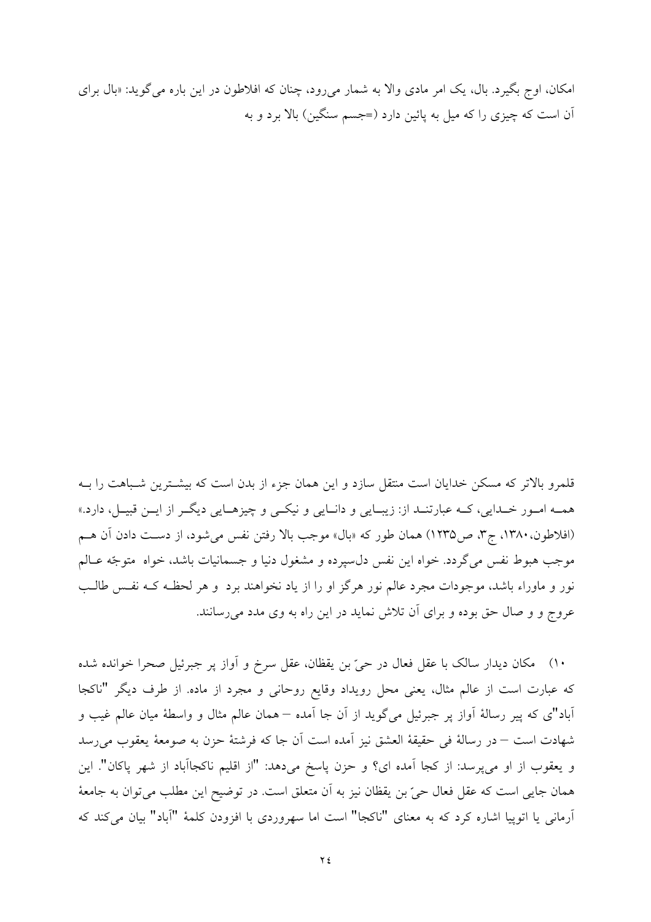امکان، اوج بگیرد. بال، یک امر مادی والا به شمار می‌رود، چنان که افلاطون در این باره می‌گوید: «بال برای آن است که چیزی را که میل به پائین دارد (=جسم سنگین) بالا برد و به

قلمرو بالاتر که مسکن خدایان است منتقل سازد و این همان جزء از بدن است که بیشترین شباهت را به همه امور خدایی، که عبارتند از: زیبایی و دانایی و نیکی و چیزهایی دیگر از این قبیل، دارد.» (افلاطون،۱۳۸۰، ج۳، ص۱۲۳۵) همان طور که «بال» موجب بالا رفتن نفس می‌شود، از دست دادن آن هم موجب هبوط نفس می‌گردد. خواه این نفس دل‌سپرده و مشغول دنیا و جسمانیات باشد، خواه متوجّه عالم نور و ماوراء باشد، موجودات مجرد عالم نور هرگز او را از یاد نخواهند برد و هر لحظه که نفس طالب عروج و و صال حق بوده و برای آن تلاش نماید در این راه به وی مدد می‌رسانند.

۱۰) مکان دیدار سالک با عقل فعال در حیّ بن یقظان، عقل سرخ و آواز پر جبرئیل صحرا خوانده شده که عبارت است از عالم مثال، یعنی محل رویداد وقایع روحانی و مجرد از ماده. از طرف دیگر "ناکجا آباد"ی که پیر رسالهٔ آواز پر جبرئیل می‌گوید از آن جا آمده – همان عالم مثال و واسطهٔ میان عالم غیب و شهادت است – در رسالهٔ فی حقیقهٔ العشق نیز آمده است آن جا که فرشتهٔ حزن به صومعهٔ یعقوب می‌رسد و یعقوب از او می‌پرسد: از کجا آمده ای؟ و حزن پاسخ می‌دهد: "از اقلیم ناکجاآباد از شهر پاکان". این همان جایی است که عقل فعال حیّ بن یقظان نیز به آن متعلق است. در توضیح این مطلب می‌توان به جامعهٔ آرمانی یا اتوپیا اشاره کرد که به معنای "ناکجا" است اما سهروردی با افزودن کلمهٔ "آباد" بیان می‌کند که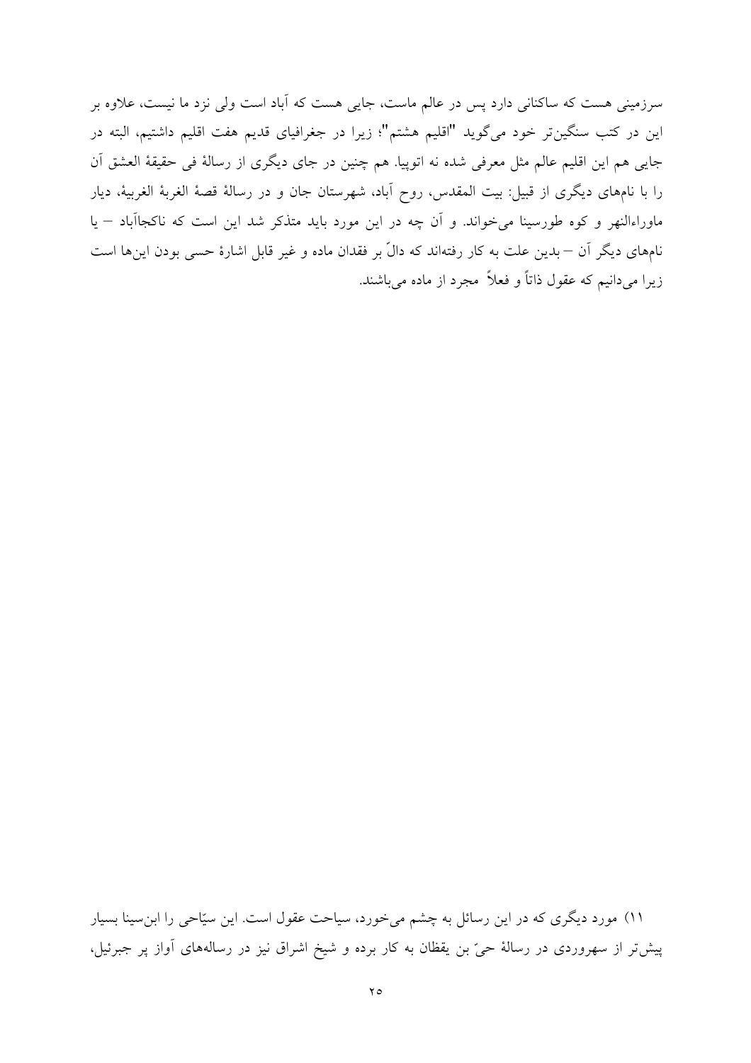سرزمینی هست که ساکنانی دارد پس در عالم ماست، جایی هست که آباد است ولی نزد ما نیست، علاوه بر این در کتب سنگین‌تر خود می‌گوید "اقلیم هشتم"؛ زیرا در جغرافیای قدیم هفت اقلیم داشتیم، البته در جایی هم این اقلیم عالم مثل معرفی شده نه اتوپیا. هم چنین در جای دیگری از رسالهٔ فی حقیقهٔ العشق آن را با نام‌های دیگری از قبیل: بیت المقدس، روح آباد، شهرستان جان و در رسالهٔ قصهٔ الغربهٔ الغربیهٔ، دیار ماوراءالنهر و کوه طورسینا می‌خواند. و آن چه در این مورد باید متذکر شد این است که ناکجاآباد – یا نام‌های دیگر آن – بدین علت به کار رفته‌اند که دالّ بر فقدان ماده و غیر قابل اشارهٔ حسی بودن این‌ها است زیرا می‌دانیم که عقول ذاتاً و فعلاً مجرد از ماده می‌باشند.

۱۱) مورد دیگری که در این رسائل به چشم می‌خورد، سیاحت عقول است. این سیّاحی را ابن‌سینا بسیار پیش‌تر از سهروردی در رسالهٔ حیّ بن یقظان به کار برده و شیخ اشراق نیز در رساله‌های آواز پر جبرئیل،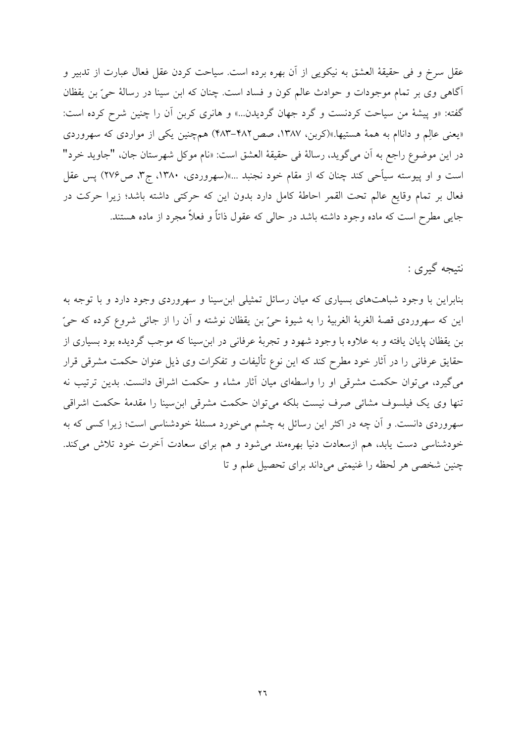عقل سرخ و فی حقیقهٔ العشق به نیکویی از آن بهره برده است. سیاحت کردن عقل فعال عبارت از تدبیر و آگاهی وی بر تمام موجودات و حوادث عالم کون و فساد است. چنان که ابن سینا در رسالهٔ حیّ بن یقظان گفته: «و پیشهٔ من سیاحت کردنست و گرد جهان گردیدن...» و هانری کربن آن را چنین شرح کرده است: «یعنی عالِم و داناام به همهٔ هستیها.»(کربن، ۱۳۸۷، صص۴۸۲-۴۸۳) همچنین یکی از مواردی که سهروردی در این موضوع راجع به آن می‌گوید، رسالهٔ فی حقیقهٔ العشق است: «نام موکل شهرستان جان، "جاوید خرد" است و او پیوسته سیاّحی کند چنان که از مقام خود نجنبد ...»(سهروردی، ۱۳۸۰، ج۳، ص۲۷۶) پس عقل فعال بر تمام وقایع عالم تحت القمر احاطهٔ کامل دارد بدون این که حرکتی داشته باشد؛ زیرا حرکت در جایی مطرح است که ماده وجود داشته باشد در حالی که عقول ذاتاً و فعلاً مجرد از ماده هستند.

## نتیجه گیری :

بنابراین با وجود شباهت‌های بسیاری که میان رسائل تمثیلی ابن‌سینا و سهروردی وجود دارد و با توجه به این که سهروردی قصهٔ الغربهٔ الغربیهٔ را به شیوهٔ حیّ بن یقظان نوشته و آن را از جائی شروع کرده که حیّ بن یقظان پایان یافته و به علاوه با وجود شهود و تجربهٔ عرفانی در ابن‌سینا که موجب گردیده بود بسیاری از حقایق عرفانی را در آثار خود مطرح کند که این نوع تألیفات و تفکرات وی ذیل عنوان حکمت مشرقی قرار می‌گیرد، می‌توان حکمت مشرقی او را واسطه‌ای میان آثار مشاء و حکمت اشراق دانست. بدین ترتیب نه تنها وی یک فیلسوف مشائی صرف نیست بلکه می‌توان حکمت مشرقی ابن‌سینا را مقدمهٔ حکمت اشراقی سهروردی دانست. و آن چه در اکثر این رسائل به چشم می‌خورد مسئلهٔ خودشناسی است؛ زیرا کسی که به خودشناسی دست یابد، هم ازسعادت دنیا بهره‌مند می‌شود و هم برای سعادت آخرت خود تلاش می‌کند. چنین شخصی هر لحظه را غنیمتی می‌داند برای تحصیل علم و تا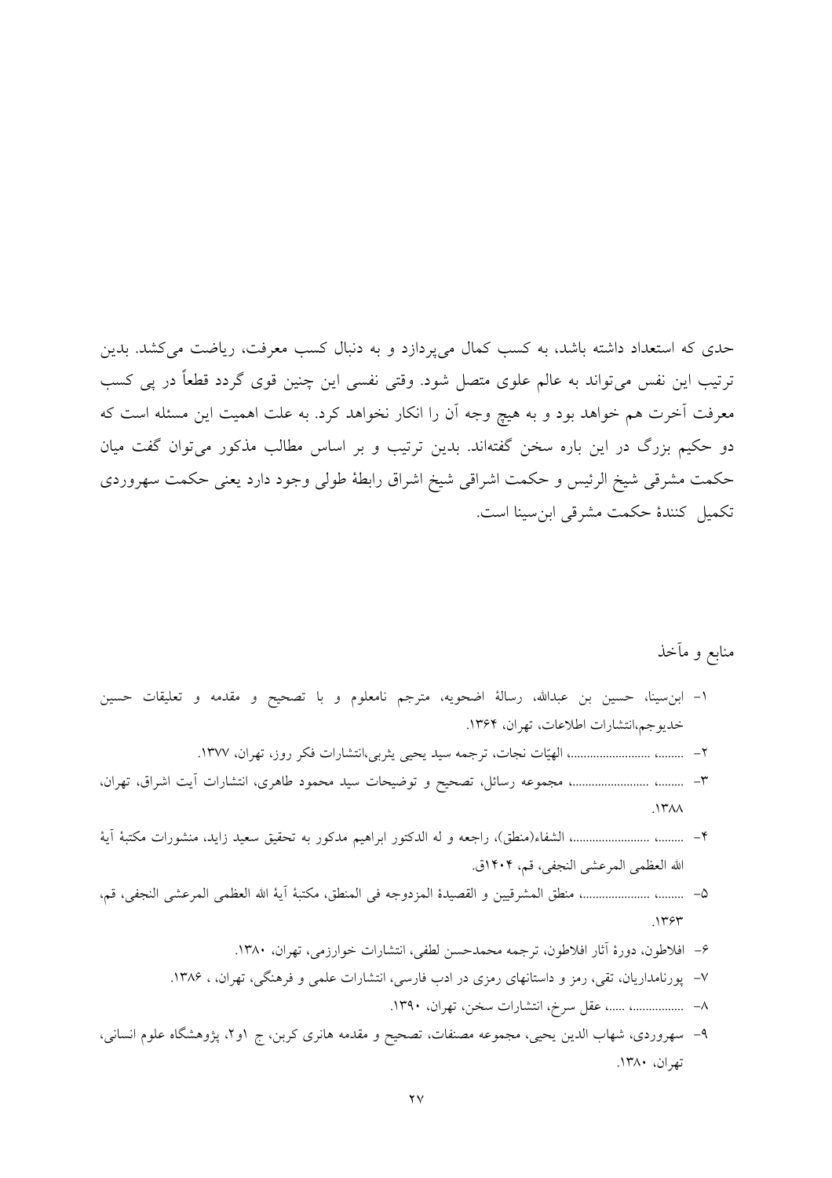حدی که استعداد داشته باشد، به کسب کمال می‌پردازد و به دنبال کسب معرفت، ریاضت می‌کشد. بدین ترتیب این نفس می‌تواند به عالم علوی متصل شود. وقتی نفسی این چنین قوی گردد قطعاً در پی کسب معرفت آخرت هم خواهد بود و به هیچ وجه آن را انکار نخواهد کرد. به علت اهمیت این مسئله است که دو حکیم بزرگ در این باره سخن گفته‌اند. بدین ترتیب و بر اساس مطالب مذکور می‌توان گفت میان حکمت مشرقی شیخ الرئیس و حکمت اشراقی شیخ اشراق رابطهٔ طولی وجود دارد یعنی حکمت سهروردی تکمیل کنندهٔ حکمت مشرقی ابن‌سینا است.

## منابع و مآخذ

۱- ابن‌سینا، حسین بن عبدالله، رسالهٔ اضحویه، مترجم نامعلوم و با تصحیح و مقدمه و تعلیقات حسین خدیوجم،انتشارات اطلاعات، تهران، ۱۳۶۴.

۲- ........، ........................، الهیّات نجات، ترجمه سید یحیی یثربی،انتشارات فکر روز، تهران، ۱۳۷۷.

۳- ........، ........................، مجموعه رسائل، تصحیح و توضیحات سید محمود طاهری، انتشارات آیت اشراق، تهران، ۱۳۸۸.

۴- ........، ........................، الشفاء(منطق)، راجعه و له الدکتور ابراهیم مدکور به تحقیق سعید زاید، منشورات مکتبهٔ آیهٔ الله العظمی المرعشی النجفی، قم، ۱۴۰۴ق.

۵- ........، ........................، منطق المشرقیین و القصیدهٔ المزدوجه فی المنطق، مکتبهٔ آیهٔ الله العظمی المرعشی النجفی، قم، ۱۳۶۳.

۶- افلاطون، دورهٔ آثار افلاطون، ترجمه محمدحسن لطفی، انتشارات خوارزمی، تهران، ۱۳۸۰.

۷- پورنامداریان، تقی، رمز و داستانهای رمزی در ادب فارسی، انتشارات علمی و فرهنگی، تهران، ، ۱۳۸۶.

۸- ................، .....، عقل سرخ، انتشارات سخن، تهران، ۱۳۹۰.

۹- سهروردی، شهاب الدین یحیی، مجموعه مصنفات، تصحیح و مقدمه هانری کربن، ج ۱و۲، پژوهشگاه علوم انسانی، تهران، ۱۳۸۰.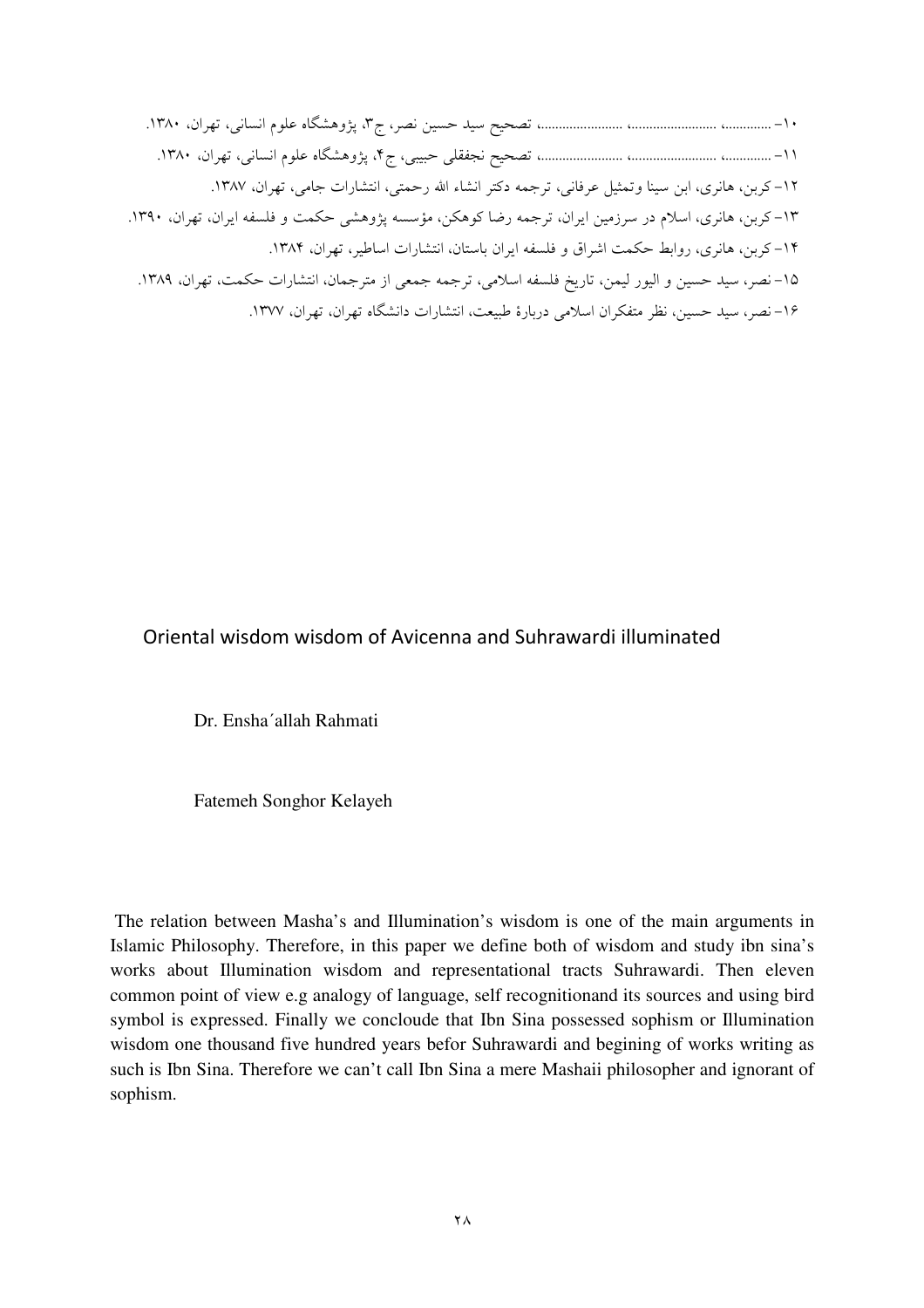۱۰- ............، ......................، ......................، تصحیح سید حسین نصر، ج۳، پژوهشگاه علوم انسانی، تهران، ۱۳۸۰.

۱۱- ............، ......................، ......................، تصحیح نجفقلی حبیبی، ج۴، پژوهشگاه علوم انسانی، تهران، ۱۳۸۰.

۱۲- کربن، هانری، ابن سینا وتمثیل عرفانی، ترجمه دکتر انشاء الله رحمتی، انتشارات جامی، تهران، ۱۳۸۷.

۱۳- کربن، هانری، اسلام در سرزمین ایران، ترجمه رضا کوهکن، مؤسسه پژوهشی حکمت و فلسفه ایران، تهران، ۱۳۹۰.

۱۴- کربن، هانری، روابط حکمت اشراق و فلسفه ایران باستان، انتشارات اساطیر، تهران، ۱۳۸۴.

۱۵- نصر، سید حسین و الیور لیمن، تاریخ فلسفه اسلامی، ترجمه جمعی از مترجمان، انتشارات حکمت، تهران، ۱۳۸۹.

۱۶- نصر، سید حسین، نظر متفکران اسلامی دربارهٔ طبیعت، انتشارات دانشگاه تهران، تهران، ۱۳۷۷.

## Oriental wisdom wisdom of Avicenna and Suhrawardi illuminated

Dr. Ensha´allah Rahmati

Fatemeh Songhor Kelayeh

The relation between Masha's and Illumination's wisdom is one of the main arguments in Islamic Philosophy. Therefore, in this paper we define both of wisdom and study ibn sina's works about Illumination wisdom and representational tracts Suhrawardi. Then eleven common point of view e.g analogy of language, self recognitionand its sources and using bird symbol is expressed. Finally we concloude that Ibn Sina possessed sophism or Illumination wisdom one thousand five hundred years befor Suhrawardi and begining of works writing as such is Ibn Sina. Therefore we can't call Ibn Sina a mere Mashaii philosopher and ignorant of sophism.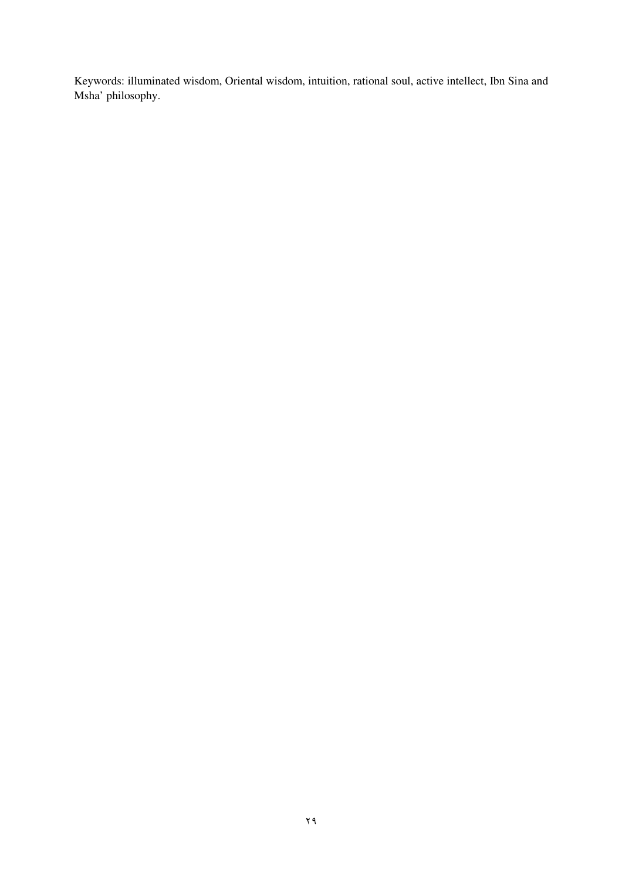Keywords: illuminated wisdom, Oriental wisdom, intuition, rational soul, active intellect, Ibn Sina and Msha' philosophy.